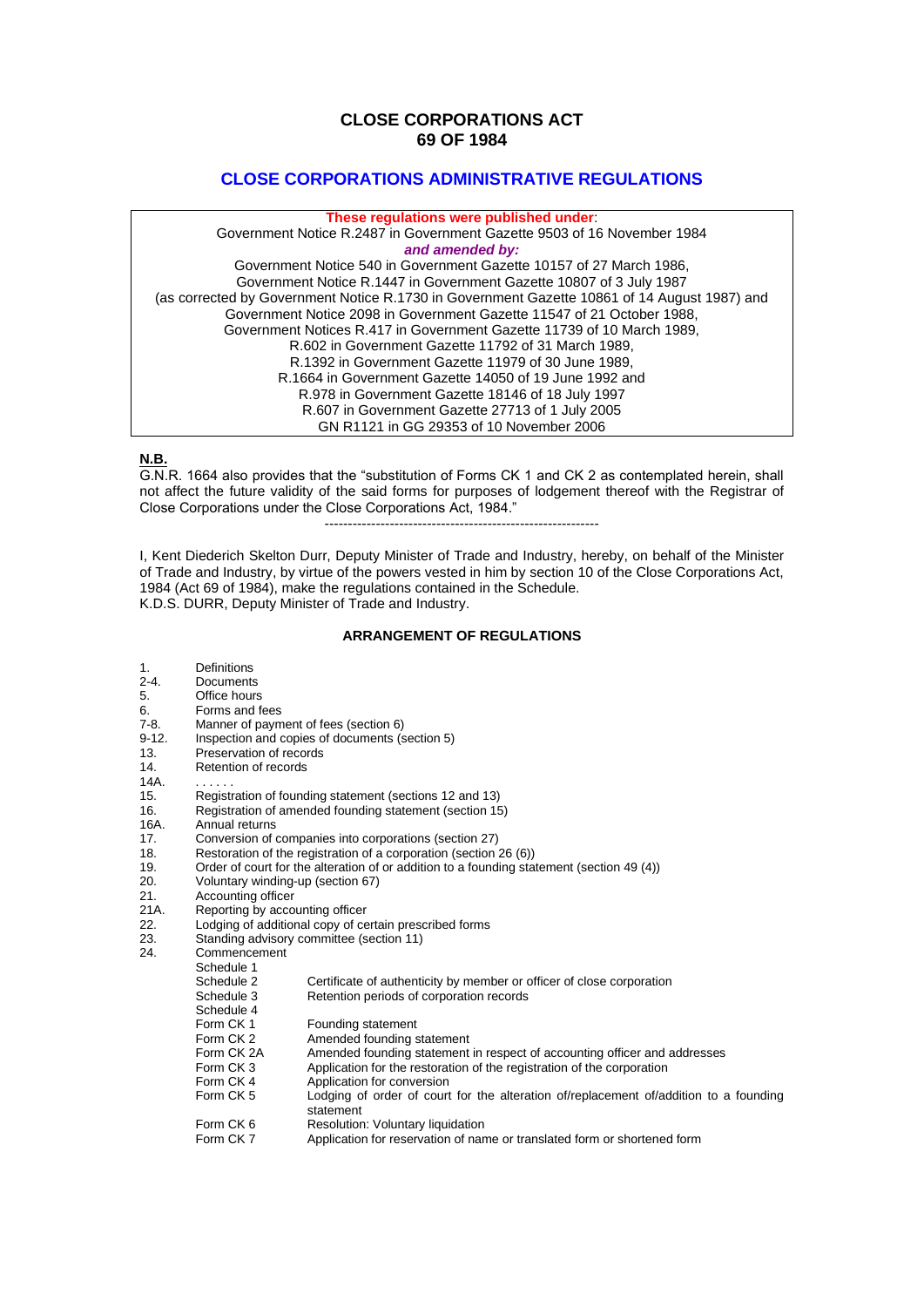# CLOSE CORPORATIONS ACT
# 69 OF 1984

## CLOSE CORPORATIONS ADMINISTRATIVE REGULATIONS

**These regulations were published under**:
Government Notice R.2487 in Government Gazette 9503 of 16 November 1984
***and amended by:***
Government Notice 540 in Government Gazette 10157 of 27 March 1986,
Government Notice R.1447 in Government Gazette 10807 of 3 July 1987
(as corrected by Government Notice R.1730 in Government Gazette 10861 of 14 August 1987) and
Government Notice 2098 in Government Gazette 11547 of 21 October 1988,
Government Notices R.417 in Government Gazette 11739 of 10 March 1989,
R.602 in Government Gazette 11792 of 31 March 1989,
R.1392 in Government Gazette 11979 of 30 June 1989,
R.1664 in Government Gazette 14050 of 19 June 1992 and
R.978 in Government Gazette 18146 of 18 July 1997
R.607 in Government Gazette 27713 of 1 July 2005
GN R1121 in GG 29353 of 10 November 2006

**N.B.**

G.N.R. 1664 also provides that the "substitution of Forms CK 1 and CK 2 as contemplated herein, shall not affect the future validity of the said forms for purposes of lodgement thereof with the Registrar of Close Corporations under the Close Corporations Act, 1984."

------------------------------------------------------------

I, Kent Diederich Skelton Durr, Deputy Minister of Trade and Industry, hereby, on behalf of the Minister of Trade and Industry, by virtue of the powers vested in him by section 10 of the Close Corporations Act, 1984 (Act 69 of 1984), make the regulations contained in the Schedule.
K.D.S. DURR, Deputy Minister of Trade and Industry.

### ARRANGEMENT OF REGULATIONS

| | | |
|---|---|---|
| 1. | Definitions | |
| 2-4. | Documents | |
| 5. | Office hours | |
| 6. | Forms and fees | |
| 7-8. | Manner of payment of fees (section 6) | |
| 9-12. | Inspection and copies of documents (section 5) | |
| 13. | Preservation of records | |
| 14. | Retention of records | |
| 14A. | . . . . . . | |
| 15. | Registration of founding statement (sections 12 and 13) | |
| 16. | Registration of amended founding statement (section 15) | |
| 16A. | Annual returns | |
| 17. | Conversion of companies into corporations (section 27) | |
| 18. | Restoration of the registration of a corporation (section 26 (6)) | |
| 19. | Order of court for the alteration of or addition to a founding statement (section 49 (4)) | |
| 20. | Voluntary winding-up (section 67) | |
| 21. | Accounting officer | |
| 21A. | Reporting by accounting officer | |
| 22. | Lodging of additional copy of certain prescribed forms | |
| 23. | Standing advisory committee (section 11) | |
| 24. | Commencement | |
| | Schedule 1 | |
| | Schedule 2 | Certificate of authenticity by member or officer of close corporation |
| | Schedule 3 | Retention periods of corporation records |
| | Schedule 4 | |
| | Form CK 1 | Founding statement |
| | Form CK 2 | Amended founding statement |
| | Form CK 2A | Amended founding statement in respect of accounting officer and addresses |
| | Form CK 3 | Application for the restoration of the registration of the corporation |
| | Form CK 4 | Application for conversion |
| | Form CK 5 | Lodging of order of court for the alteration of/replacement of/addition to a founding statement |
| | Form CK 6 | Resolution: Voluntary liquidation |
| | Form CK 7 | Application for reservation of name or translated form or shortened form |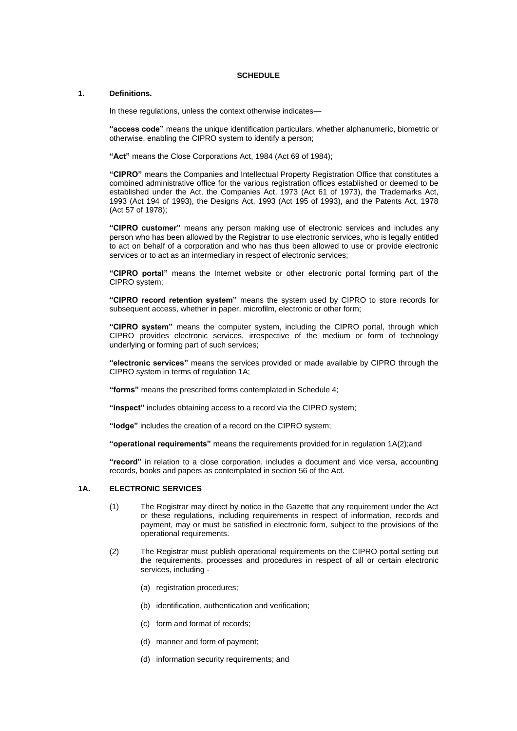**SCHEDULE**

## 1. Definitions.

In these regulations, unless the context otherwise indicates—

**"access code"** means the unique identification particulars, whether alphanumeric, biometric or otherwise, enabling the CIPRO system to identify a person;

**"Act"** means the Close Corporations Act, 1984 (Act 69 of 1984);

**"CIPRO"** means the Companies and Intellectual Property Registration Office that constitutes a combined administrative office for the various registration offices established or deemed to be established under the Act, the Companies Act, 1973 (Act 61 of 1973), the Trademarks Act, 1993 (Act 194 of 1993), the Designs Act, 1993 (Act 195 of 1993), and the Patents Act, 1978 (Act 57 of 1978);

**"CIPRO customer"** means any person making use of electronic services and includes any person who has been allowed by the Registrar to use electronic services, who is legally entitled to act on behalf of a corporation and who has thus been allowed to use or provide electronic services or to act as an intermediary in respect of electronic services;

**"CIPRO portal"** means the Internet website or other electronic portal forming part of the CIPRO system;

**"CIPRO record retention system"** means the system used by CIPRO to store records for subsequent access, whether in paper, microfilm, electronic or other form;

**"CIPRO system"** means the computer system, including the CIPRO portal, through which CIPRO provides electronic services, irrespective of the medium or form of technology underlying or forming part of such services;

**"electronic services"** means the services provided or made available by CIPRO through the CIPRO system in terms of regulation 1A;

**"forms"** means the prescribed forms contemplated in Schedule 4;

**"inspect"** includes obtaining access to a record via the CIPRO system;

**"lodge"** includes the creation of a record on the CIPRO system;

**"operational requirements"** means the requirements provided for in regulation 1A(2);and

**"record"** in relation to a close corporation, includes a document and vice versa, accounting records, books and papers as contemplated in section 56 of the Act.

## 1A. ELECTRONIC SERVICES

(1) The Registrar may direct by notice in the Gazette that any requirement under the Act or these regulations, including requirements in respect of information, records and payment, may or must be satisfied in electronic form, subject to the provisions of the operational requirements.

(2) The Registrar must publish operational requirements on the CIPRO portal setting out the requirements, processes and procedures in respect of all or certain electronic services, including -

(a) registration procedures;

(b) identification, authentication and verification;

(c) form and format of records;

(d) manner and form of payment;

(d) information security requirements; and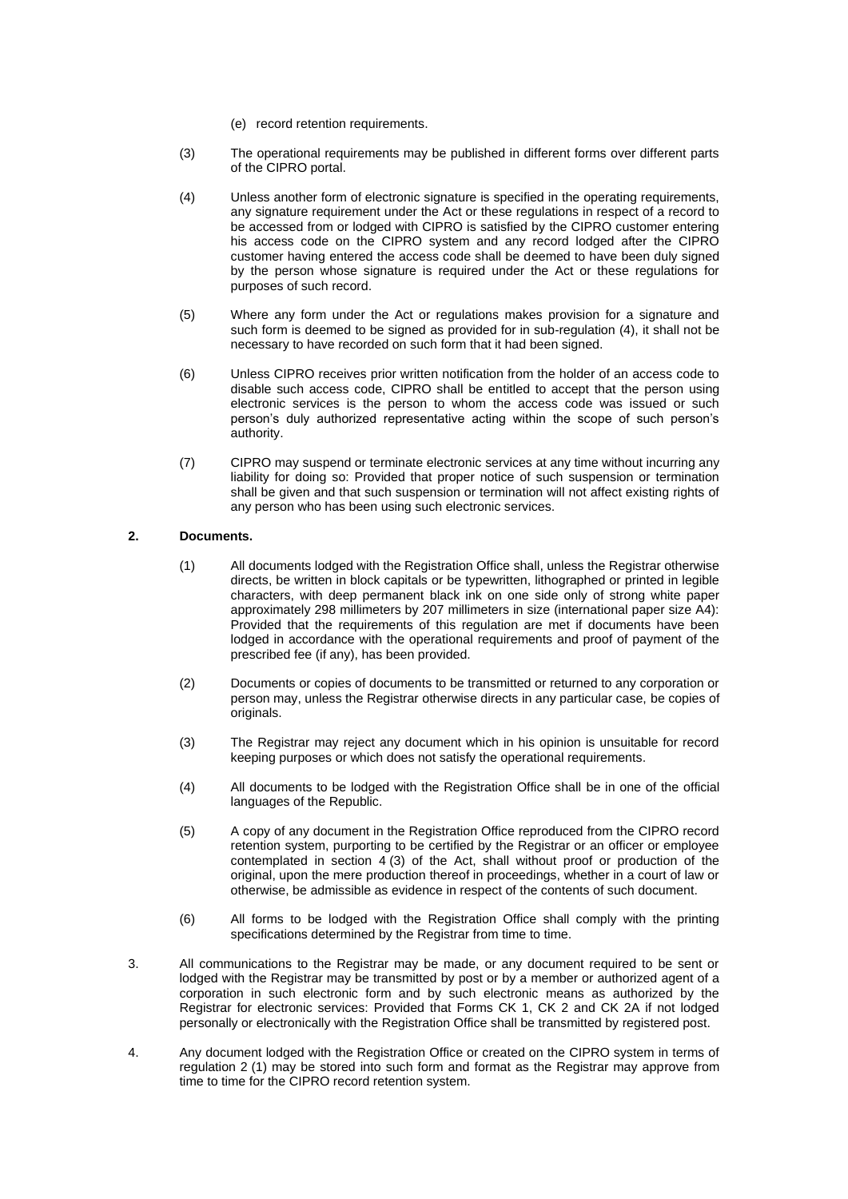(e) record retention requirements.

(3) The operational requirements may be published in different forms over different parts of the CIPRO portal.

(4) Unless another form of electronic signature is specified in the operating requirements, any signature requirement under the Act or these regulations in respect of a record to be accessed from or lodged with CIPRO is satisfied by the CIPRO customer entering his access code on the CIPRO system and any record lodged after the CIPRO customer having entered the access code shall be deemed to have been duly signed by the person whose signature is required under the Act or these regulations for purposes of such record.

(5) Where any form under the Act or regulations makes provision for a signature and such form is deemed to be signed as provided for in sub-regulation (4), it shall not be necessary to have recorded on such form that it had been signed.

(6) Unless CIPRO receives prior written notification from the holder of an access code to disable such access code, CIPRO shall be entitled to accept that the person using electronic services is the person to whom the access code was issued or such person's duly authorized representative acting within the scope of such person's authority.

(7) CIPRO may suspend or terminate electronic services at any time without incurring any liability for doing so: Provided that proper notice of such suspension or termination shall be given and that such suspension or termination will not affect existing rights of any person who has been using such electronic services.

**2. Documents.**

(1) All documents lodged with the Registration Office shall, unless the Registrar otherwise directs, be written in block capitals or be typewritten, lithographed or printed in legible characters, with deep permanent black ink on one side only of strong white paper approximately 298 millimeters by 207 millimeters in size (international paper size A4): Provided that the requirements of this regulation are met if documents have been lodged in accordance with the operational requirements and proof of payment of the prescribed fee (if any), has been provided.

(2) Documents or copies of documents to be transmitted or returned to any corporation or person may, unless the Registrar otherwise directs in any particular case, be copies of originals.

(3) The Registrar may reject any document which in his opinion is unsuitable for record keeping purposes or which does not satisfy the operational requirements.

(4) All documents to be lodged with the Registration Office shall be in one of the official languages of the Republic.

(5) A copy of any document in the Registration Office reproduced from the CIPRO record retention system, purporting to be certified by the Registrar or an officer or employee contemplated in section 4 (3) of the Act, shall without proof or production of the original, upon the mere production thereof in proceedings, whether in a court of law or otherwise, be admissible as evidence in respect of the contents of such document.

(6) All forms to be lodged with the Registration Office shall comply with the printing specifications determined by the Registrar from time to time.

3. All communications to the Registrar may be made, or any document required to be sent or lodged with the Registrar may be transmitted by post or by a member or authorized agent of a corporation in such electronic form and by such electronic means as authorized by the Registrar for electronic services: Provided that Forms CK 1, CK 2 and CK 2A if not lodged personally or electronically with the Registration Office shall be transmitted by registered post.

4. Any document lodged with the Registration Office or created on the CIPRO system in terms of regulation 2 (1) may be stored into such form and format as the Registrar may approve from time to time for the CIPRO record retention system.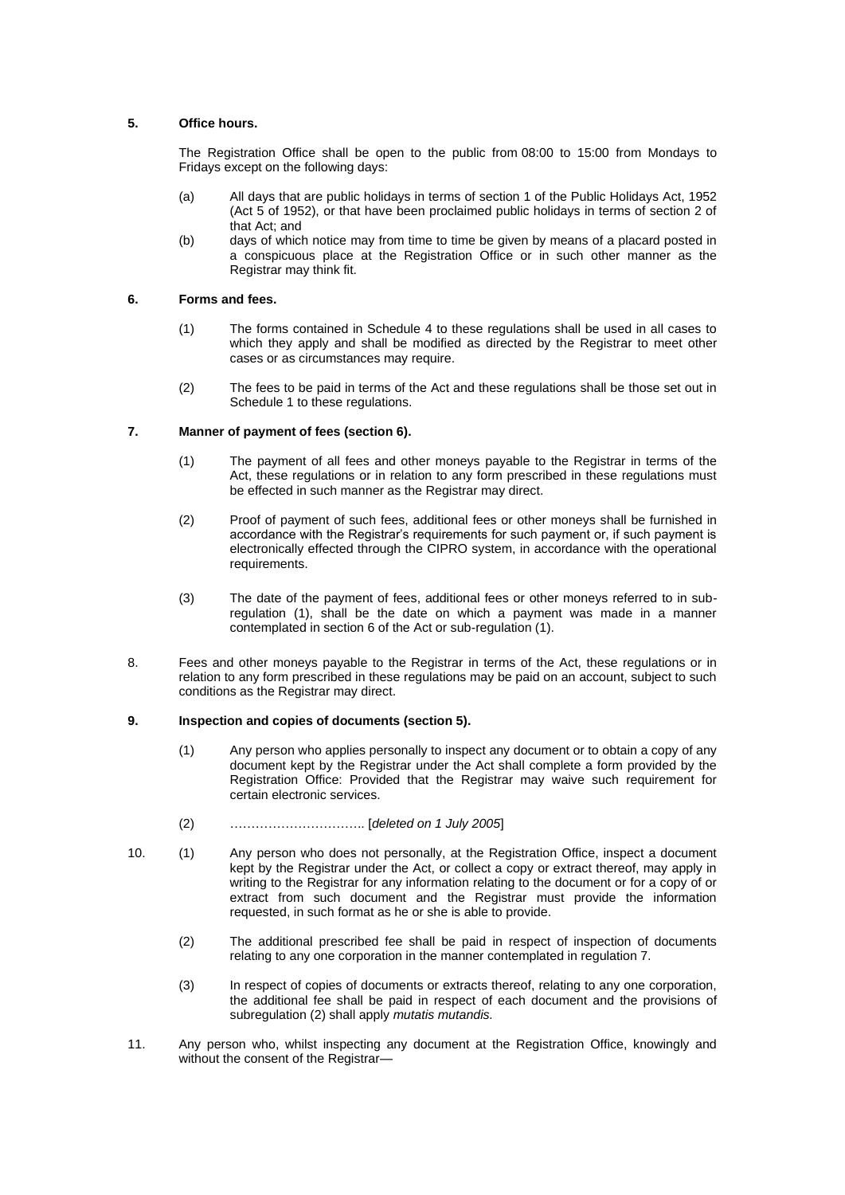**5. Office hours.**

The Registration Office shall be open to the public from 08:00 to 15:00 from Mondays to Fridays except on the following days:

(a) All days that are public holidays in terms of section 1 of the Public Holidays Act, 1952 (Act 5 of 1952), or that have been proclaimed public holidays in terms of section 2 of that Act; and

(b) days of which notice may from time to time be given by means of a placard posted in a conspicuous place at the Registration Office or in such other manner as the Registrar may think fit.

**6. Forms and fees.**

(1) The forms contained in Schedule 4 to these regulations shall be used in all cases to which they apply and shall be modified as directed by the Registrar to meet other cases or as circumstances may require.

(2) The fees to be paid in terms of the Act and these regulations shall be those set out in Schedule 1 to these regulations.

**7. Manner of payment of fees (section 6).**

(1) The payment of all fees and other moneys payable to the Registrar in terms of the Act, these regulations or in relation to any form prescribed in these regulations must be effected in such manner as the Registrar may direct.

(2) Proof of payment of such fees, additional fees or other moneys shall be furnished in accordance with the Registrar's requirements for such payment or, if such payment is electronically effected through the CIPRO system, in accordance with the operational requirements.

(3) The date of the payment of fees, additional fees or other moneys referred to in sub-regulation (1), shall be the date on which a payment was made in a manner contemplated in section 6 of the Act or sub-regulation (1).

8. Fees and other moneys payable to the Registrar in terms of the Act, these regulations or in relation to any form prescribed in these regulations may be paid on an account, subject to such conditions as the Registrar may direct.

**9. Inspection and copies of documents (section 5).**

(1) Any person who applies personally to inspect any document or to obtain a copy of any document kept by the Registrar under the Act shall complete a form provided by the Registration Office: Provided that the Registrar may waive such requirement for certain electronic services.

(2) ………………………….. [*deleted on 1 July 2005*]

10. (1) Any person who does not personally, at the Registration Office, inspect a document kept by the Registrar under the Act, or collect a copy or extract thereof, may apply in writing to the Registrar for any information relating to the document or for a copy of or extract from such document and the Registrar must provide the information requested, in such format as he or she is able to provide.

(2) The additional prescribed fee shall be paid in respect of inspection of documents relating to any one corporation in the manner contemplated in regulation 7.

(3) In respect of copies of documents or extracts thereof, relating to any one corporation, the additional fee shall be paid in respect of each document and the provisions of subregulation (2) shall apply *mutatis mutandis.*

11. Any person who, whilst inspecting any document at the Registration Office, knowingly and without the consent of the Registrar—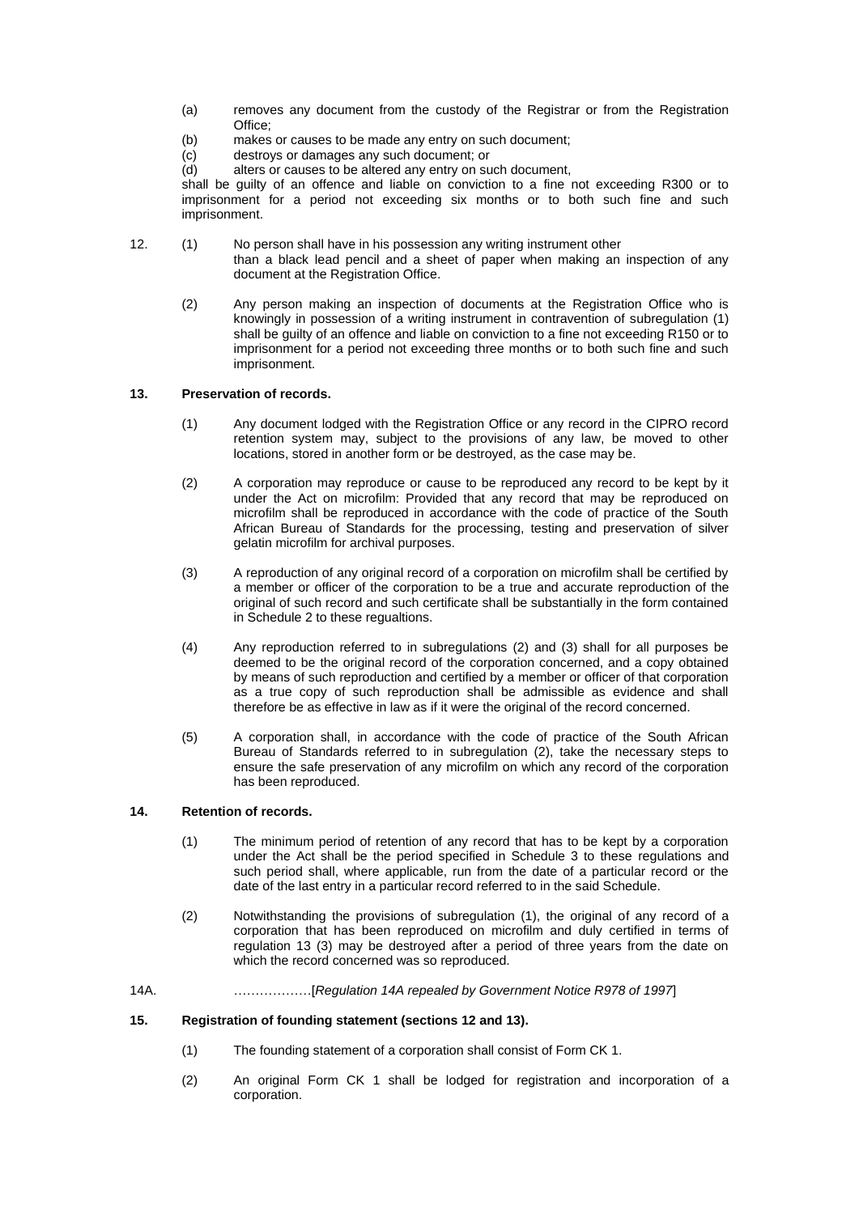(a) removes any document from the custody of the Registrar or from the Registration Office;

(b) makes or causes to be made any entry on such document;

(c) destroys or damages any such document; or

(d) alters or causes to be altered any entry on such document,

shall be guilty of an offence and liable on conviction to a fine not exceeding R300 or to imprisonment for a period not exceeding six months or to both such fine and such imprisonment.

12. (1) No person shall have in his possession any writing instrument other than a black lead pencil and a sheet of paper when making an inspection of any document at the Registration Office.

(2) Any person making an inspection of documents at the Registration Office who is knowingly in possession of a writing instrument in contravention of subregulation (1) shall be guilty of an offence and liable on conviction to a fine not exceeding R150 or to imprisonment for a period not exceeding three months or to both such fine and such imprisonment.

**13. Preservation of records.**

(1) Any document lodged with the Registration Office or any record in the CIPRO record retention system may, subject to the provisions of any law, be moved to other locations, stored in another form or be destroyed, as the case may be.

(2) A corporation may reproduce or cause to be reproduced any record to be kept by it under the Act on microfilm: Provided that any record that may be reproduced on microfilm shall be reproduced in accordance with the code of practice of the South African Bureau of Standards for the processing, testing and preservation of silver gelatin microfilm for archival purposes.

(3) A reproduction of any original record of a corporation on microfilm shall be certified by a member or officer of the corporation to be a true and accurate reproduction of the original of such record and such certificate shall be substantially in the form contained in Schedule 2 to these regualtions.

(4) Any reproduction referred to in subregulations (2) and (3) shall for all purposes be deemed to be the original record of the corporation concerned, and a copy obtained by means of such reproduction and certified by a member or officer of that corporation as a true copy of such reproduction shall be admissible as evidence and shall therefore be as effective in law as if it were the original of the record concerned.

(5) A corporation shall, in accordance with the code of practice of the South African Bureau of Standards referred to in subregulation (2), take the necessary steps to ensure the safe preservation of any microfilm on which any record of the corporation has been reproduced.

**14. Retention of records.**

(1) The minimum period of retention of any record that has to be kept by a corporation under the Act shall be the period specified in Schedule 3 to these regulations and such period shall, where applicable, run from the date of a particular record or the date of the last entry in a particular record referred to in the said Schedule.

(2) Notwithstanding the provisions of subregulation (1), the original of any record of a corporation that has been reproduced on microfilm and duly certified in terms of regulation 13 (3) may be destroyed after a period of three years from the date on which the record concerned was so reproduced.

14A. ………………[*Regulation 14A repealed by Government Notice R978 of 1997*]

**15. Registration of founding statement (sections 12 and 13).**

(1) The founding statement of a corporation shall consist of Form CK 1.

(2) An original Form CK 1 shall be lodged for registration and incorporation of a corporation.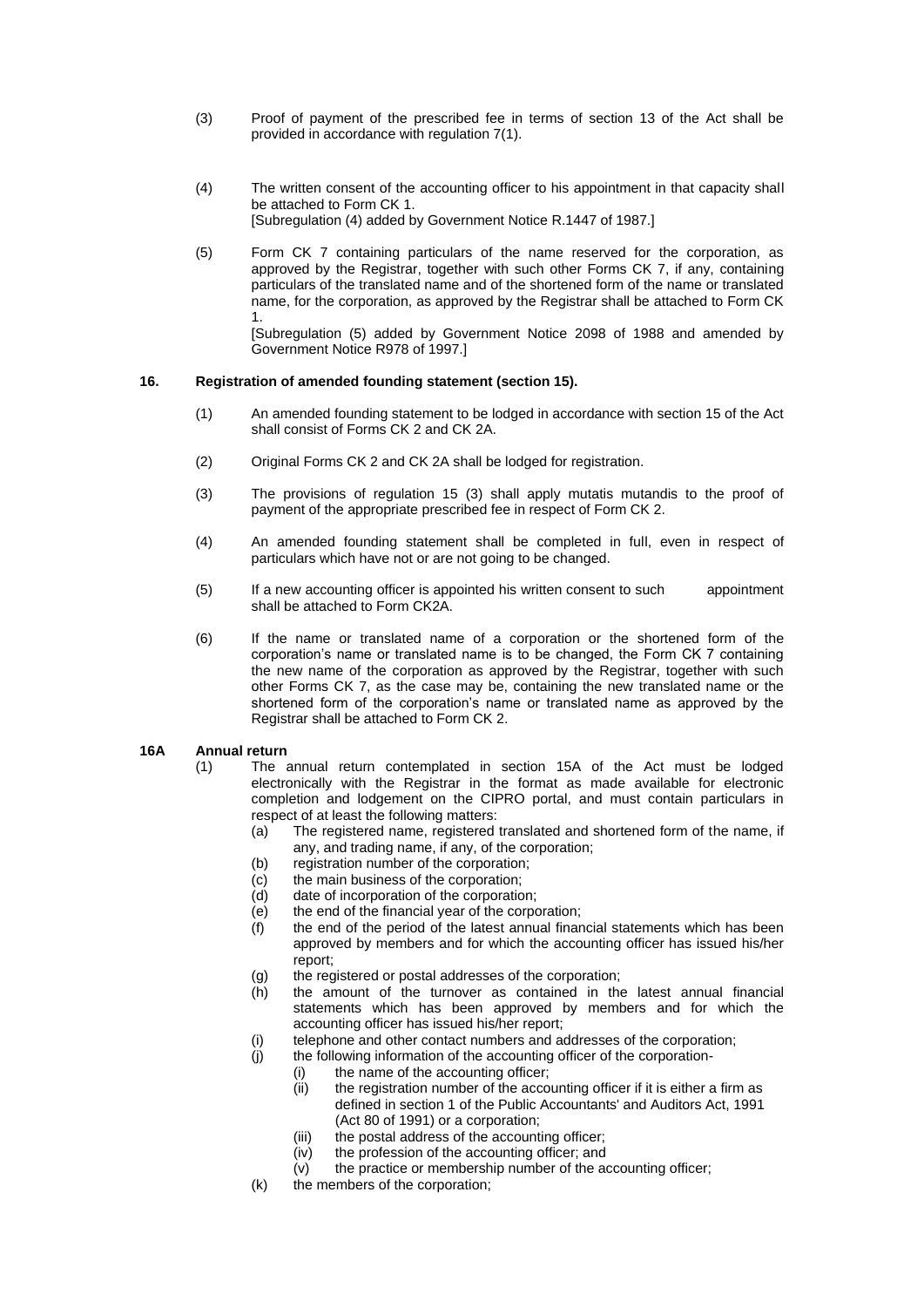(3) Proof of payment of the prescribed fee in terms of section 13 of the Act shall be provided in accordance with regulation 7(1).

(4) The written consent of the accounting officer to his appointment in that capacity shall be attached to Form CK 1.
[Subregulation (4) added by Government Notice R.1447 of 1987.]

(5) Form CK 7 containing particulars of the name reserved for the corporation, as approved by the Registrar, together with such other Forms CK 7, if any, containing particulars of the translated name and of the shortened form of the name or translated name, for the corporation, as approved by the Registrar shall be attached to Form CK 1.
[Subregulation (5) added by Government Notice 2098 of 1988 and amended by Government Notice R978 of 1997.]

**16. Registration of amended founding statement (section 15).**

(1) An amended founding statement to be lodged in accordance with section 15 of the Act shall consist of Forms CK 2 and CK 2A.

(2) Original Forms CK 2 and CK 2A shall be lodged for registration.

(3) The provisions of regulation 15 (3) shall apply mutatis mutandis to the proof of payment of the appropriate prescribed fee in respect of Form CK 2.

(4) An amended founding statement shall be completed in full, even in respect of particulars which have not or are not going to be changed.

(5) If a new accounting officer is appointed his written consent to such appointment shall be attached to Form CK2A.

(6) If the name or translated name of a corporation or the shortened form of the corporation's name or translated name is to be changed, the Form CK 7 containing the new name of the corporation as approved by the Registrar, together with such other Forms CK 7, as the case may be, containing the new translated name or the shortened form of the corporation's name or translated name as approved by the Registrar shall be attached to Form CK 2.

**16A Annual return**

(1) The annual return contemplated in section 15A of the Act must be lodged electronically with the Registrar in the format as made available for electronic completion and lodgement on the CIPRO portal, and must contain particulars in respect of at least the following matters:
- (a) The registered name, registered translated and shortened form of the name, if any, and trading name, if any, of the corporation;
- (b) registration number of the corporation;
- (c) the main business of the corporation;
- (d) date of incorporation of the corporation;
- (e) the end of the financial year of the corporation;
- (f) the end of the period of the latest annual financial statements which has been approved by members and for which the accounting officer has issued his/her report;
- (g) the registered or postal addresses of the corporation;
- (h) the amount of the turnover as contained in the latest annual financial statements which has been approved by members and for which the accounting officer has issued his/her report;
- (i) telephone and other contact numbers and addresses of the corporation;
- (j) the following information of the accounting officer of the corporation-
  - (i) the name of the accounting officer;
  - (ii) the registration number of the accounting officer if it is either a firm as defined in section 1 of the Public Accountants' and Auditors Act, 1991 (Act 80 of 1991) or a corporation;
  - (iii) the postal address of the accounting officer;
  - (iv) the profession of the accounting officer; and
  - (v) the practice or membership number of the accounting officer;
- (k) the members of the corporation;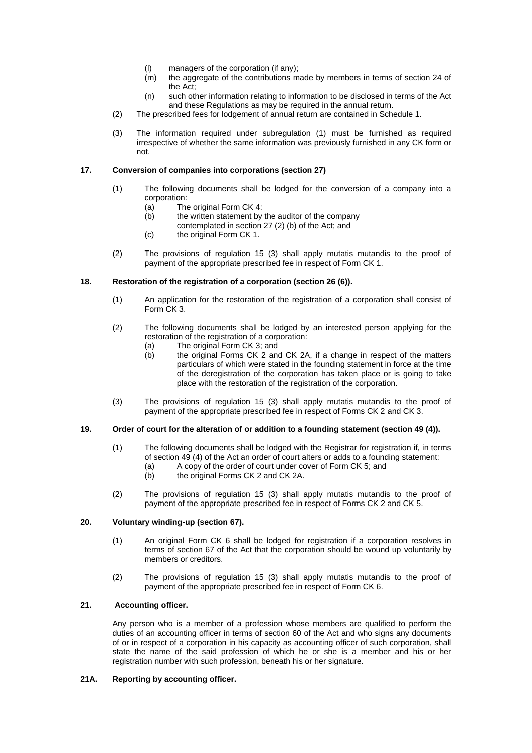(l) managers of the corporation (if any);

(m) the aggregate of the contributions made by members in terms of section 24 of the Act;

(n) such other information relating to information to be disclosed in terms of the Act and these Regulations as may be required in the annual return.

(2) The prescribed fees for lodgement of annual return are contained in Schedule 1.

(3) The information required under subregulation (1) must be furnished as required irrespective of whether the same information was previously furnished in any CK form or not.

**17. Conversion of companies into corporations (section 27)**

(1) The following documents shall be lodged for the conversion of a company into a corporation:

(a) The original Form CK 4:

(b) the written statement by the auditor of the company contemplated in section 27 (2) (b) of the Act; and

(c) the original Form CK 1.

(2) The provisions of regulation 15 (3) shall apply mutatis mutandis to the proof of payment of the appropriate prescribed fee in respect of Form CK 1.

**18. Restoration of the registration of a corporation (section 26 (6)).**

(1) An application for the restoration of the registration of a corporation shall consist of Form CK 3.

(2) The following documents shall be lodged by an interested person applying for the restoration of the registration of a corporation:

(a) The original Form CK 3; and

(b) the original Forms CK 2 and CK 2A, if a change in respect of the matters particulars of which were stated in the founding statement in force at the time of the deregistration of the corporation has taken place or is going to take place with the restoration of the registration of the corporation.

(3) The provisions of regulation 15 (3) shall apply mutatis mutandis to the proof of payment of the appropriate prescribed fee in respect of Forms CK 2 and CK 3.

**19. Order of court for the alteration of or addition to a founding statement (section 49 (4)).**

(1) The following documents shall be lodged with the Registrar for registration if, in terms of section 49 (4) of the Act an order of court alters or adds to a founding statement:

(a) A copy of the order of court under cover of Form CK 5; and

(b) the original Forms CK 2 and CK 2A.

(2) The provisions of regulation 15 (3) shall apply mutatis mutandis to the proof of payment of the appropriate prescribed fee in respect of Forms CK 2 and CK 5.

**20. Voluntary winding-up (section 67).**

(1) An original Form CK 6 shall be lodged for registration if a corporation resolves in terms of section 67 of the Act that the corporation should be wound up voluntarily by members or creditors.

(2) The provisions of regulation 15 (3) shall apply mutatis mutandis to the proof of payment of the appropriate prescribed fee in respect of Form CK 6.

**21. Accounting officer.**

Any person who is a member of a profession whose members are qualified to perform the duties of an accounting officer in terms of section 60 of the Act and who signs any documents of or in respect of a corporation in his capacity as accounting officer of such corporation, shall state the name of the said profession of which he or she is a member and his or her registration number with such profession, beneath his or her signature.

**21A. Reporting by accounting officer.**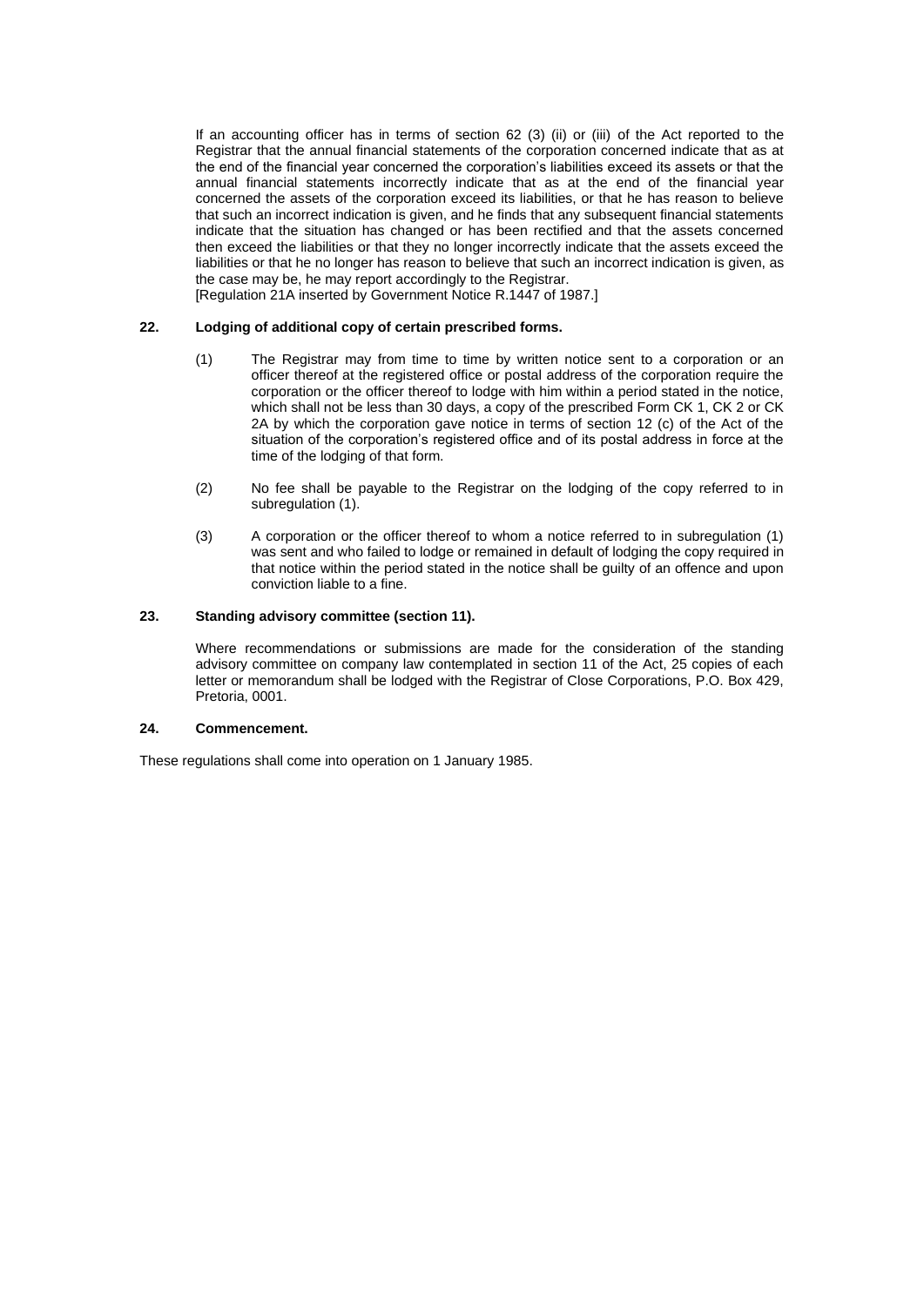If an accounting officer has in terms of section 62 (3) (ii) or (iii) of the Act reported to the Registrar that the annual financial statements of the corporation concerned indicate that as at the end of the financial year concerned the corporation's liabilities exceed its assets or that the annual financial statements incorrectly indicate that as at the end of the financial year concerned the assets of the corporation exceed its liabilities, or that he has reason to believe that such an incorrect indication is given, and he finds that any subsequent financial statements indicate that the situation has changed or has been rectified and that the assets concerned then exceed the liabilities or that they no longer incorrectly indicate that the assets exceed the liabilities or that he no longer has reason to believe that such an incorrect indication is given, as the case may be, he may report accordingly to the Registrar.
[Regulation 21A inserted by Government Notice R.1447 of 1987.]

**22. Lodging of additional copy of certain prescribed forms.**

(1) The Registrar may from time to time by written notice sent to a corporation or an officer thereof at the registered office or postal address of the corporation require the corporation or the officer thereof to lodge with him within a period stated in the notice, which shall not be less than 30 days, a copy of the prescribed Form CK 1, CK 2 or CK 2A by which the corporation gave notice in terms of section 12 (c) of the Act of the situation of the corporation's registered office and of its postal address in force at the time of the lodging of that form.

(2) No fee shall be payable to the Registrar on the lodging of the copy referred to in subregulation (1).

(3) A corporation or the officer thereof to whom a notice referred to in subregulation (1) was sent and who failed to lodge or remained in default of lodging the copy required in that notice within the period stated in the notice shall be guilty of an offence and upon conviction liable to a fine.

**23. Standing advisory committee (section 11).**

Where recommendations or submissions are made for the consideration of the standing advisory committee on company law contemplated in section 11 of the Act, 25 copies of each letter or memorandum shall be lodged with the Registrar of Close Corporations, P.O. Box 429, Pretoria, 0001.

**24. Commencement.**

These regulations shall come into operation on 1 January 1985.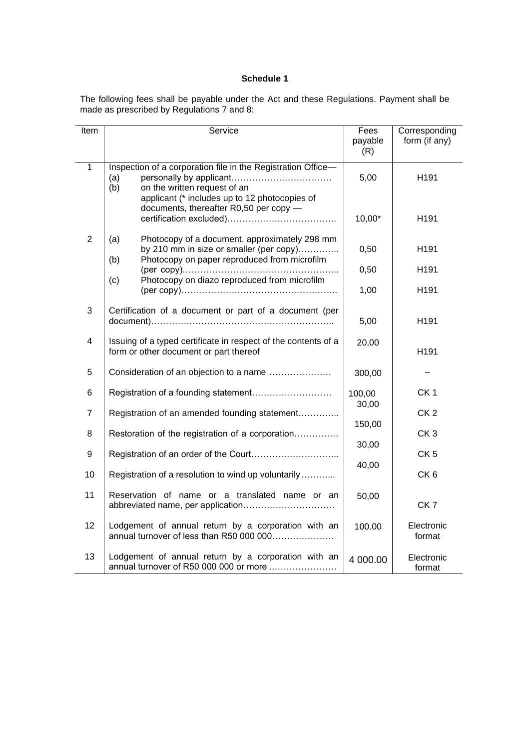**Schedule 1**

The following fees shall be payable under the Act and these Regulations. Payment shall be made as prescribed by Regulations 7 and 8:

| Item | Service | Fees payable (R) | Corresponding form (if any) |
|---|---|---|---|
| 1 | Inspection of a corporation file in the Registration Office— (a) personally by applicant……………………………. | 5,00 | H191 |
| | (b) on the written request of an applicant (* includes up to 12 photocopies of documents, thereafter R0,50 per copy — certification excluded)………………………………. | 10,00* | H191 |
| 2 | (a) Photocopy of a document, approximately 298 mm by 210 mm in size or smaller (per copy)………….. | 0,50 | H191 |
| | (b) Photocopy on paper reproduced from microfilm (per copy)…………………………………………….. | 0,50 | H191 |
| | (c) Photocopy on diazo reproduced from microfilm (per copy)…………………………………………….. | 1,00 | H191 |
| 3 | Certification of a document or part of a document (per document)…………………………………………………….. | 5,00 | H191 |
| 4 | Issuing of a typed certificate in respect of the contents of a form or other document or part thereof | 20,00 | H191 |
| 5 | Consideration of an objection to a name ………………… | 300,00 | – |
| 6 | Registration of a founding statement……………………… | 100,00 | CK 1 |
| 7 | Registration of an amended founding statement………….. | 30,00 | CK 2 |
| 8 | Restoration of the registration of a corporation…………… | 150,00 | CK 3 |
| 9 | Registration of an order of the Court………………………... | 30,00 | CK 5 |
| 10 | Registration of a resolution to wind up voluntarily………... | 40,00 | CK 6 |
| 11 | Reservation of name or a translated name or an abbreviated name, per application…………………………. | 50,00 | CK 7 |
| 12 | Lodgement of annual return by a corporation with an annual turnover of less than R50 000 000………………… | 100.00 | Electronic format |
| 13 | Lodgement of annual return by a corporation with an annual turnover of R50 000 000 or more ..………………… | 4 000.00 | Electronic format |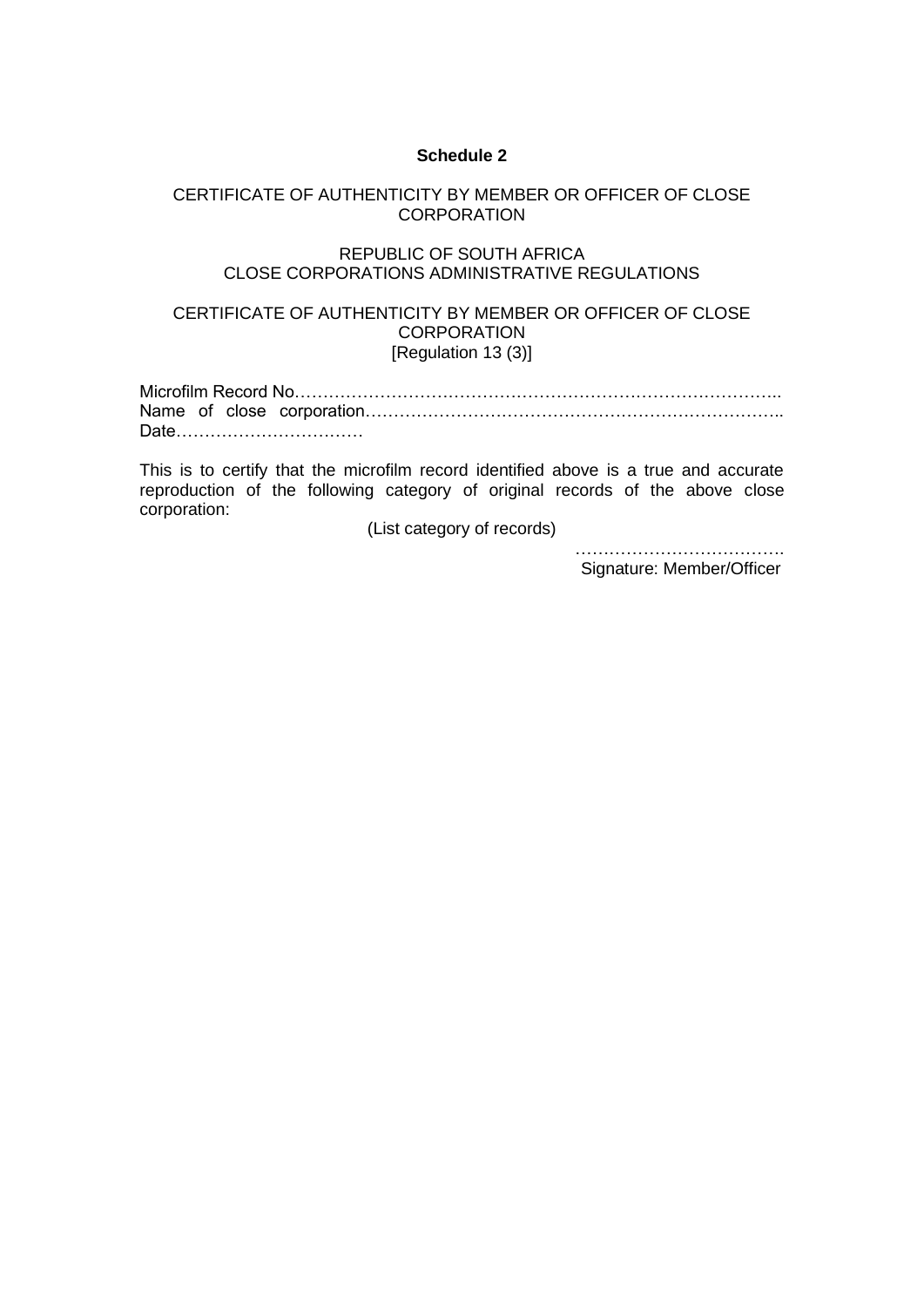**Schedule 2**

CERTIFICATE OF AUTHENTICITY BY MEMBER OR OFFICER OF CLOSE CORPORATION

REPUBLIC OF SOUTH AFRICA
CLOSE CORPORATIONS ADMINISTRATIVE REGULATIONS

CERTIFICATE OF AUTHENTICITY BY MEMBER OR OFFICER OF CLOSE CORPORATION
[Regulation 13 (3)]

Microfilm Record No………………………………………………………………………..
Name of close corporation……………………………………………………………….
Date……………………………

This is to certify that the microfilm record identified above is a true and accurate reproduction of the following category of original records of the above close corporation:

(List category of records)

……………………………….
Signature: Member/Officer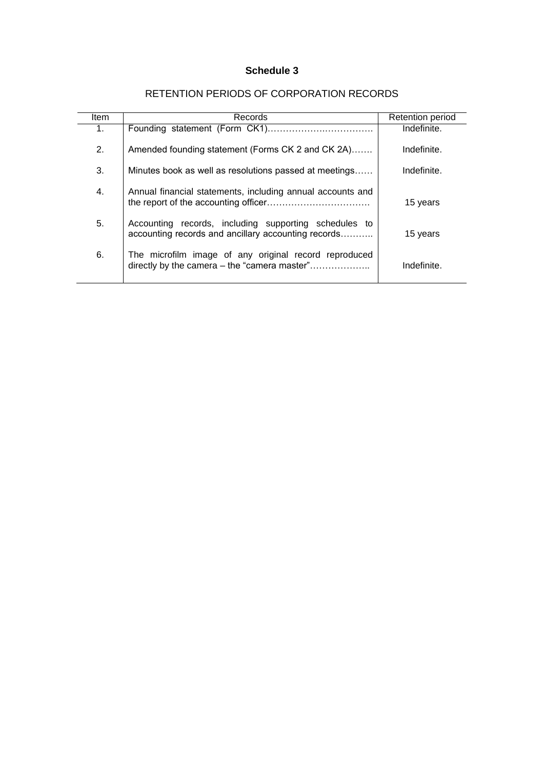**Schedule 3**

RETENTION PERIODS OF CORPORATION RECORDS

| Item | Records | Retention period |
|---|---|---|
| 1. | Founding statement (Form CK1)……………………………… | Indefinite. |
| 2. | Amended founding statement (Forms CK 2 and CK 2A)……. | Indefinite. |
| 3. | Minutes book as well as resolutions passed at meetings…… | Indefinite. |
| 4. | Annual financial statements, including annual accounts and the report of the accounting officer…………………………… | 15 years |
| 5. | Accounting records, including supporting schedules to accounting records and ancillary accounting records……….. | 15 years |
| 6. | The microfilm image of any original record reproduced directly by the camera – the "camera master"……………….. | Indefinite. |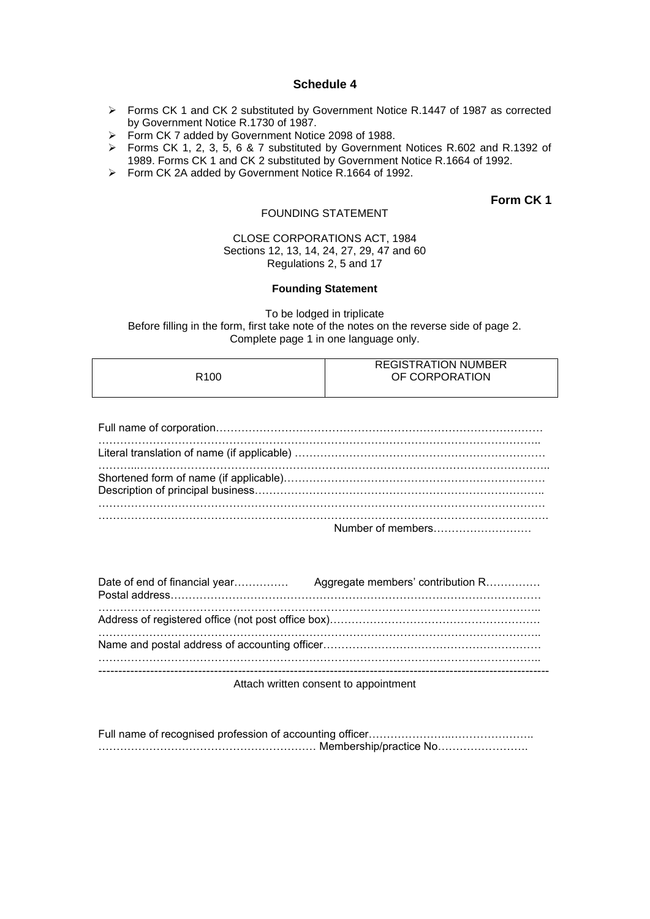## Schedule 4

- Forms CK 1 and CK 2 substituted by Government Notice R.1447 of 1987 as corrected by Government Notice R.1730 of 1987.
- Form CK 7 added by Government Notice 2098 of 1988.
- Forms CK 1, 2, 3, 5, 6 & 7 substituted by Government Notices R.602 and R.1392 of 1989. Forms CK 1 and CK 2 substituted by Government Notice R.1664 of 1992.
- Form CK 2A added by Government Notice R.1664 of 1992.

**Form CK 1**

FOUNDING STATEMENT

CLOSE CORPORATIONS ACT, 1984
Sections 12, 13, 14, 24, 27, 29, 47 and 60
Regulations 2, 5 and 17

**Founding Statement**

To be lodged in triplicate
Before filling in the form, first take note of the notes on the reverse side of page 2.
Complete page 1 in one language only.

| R100 | REGISTRATION NUMBER OF CORPORATION |
|---|---|

Full name of corporation……………………………………………………………………………
…………………………………………………………………………………………………………..
Literal translation of name (if applicable) …………………………………………………………
…………………………………………………………………………………………………………..
Shortened form of name (if applicable)……………………………………………………………
Description of principal business…………………………………………………………………..
…………………………………………………………………………………………………………
…………………………………………………………………………………………………………
Number of members………………………

Date of end of financial year…………… Aggregate members' contribution R……………
Postal address………………………………………………………………………………………
…………………………………………………………………………………………………………..
Address of registered office (not post office box)…………………………………………………
…………………………………………………………………………………………………………..
Name and postal address of accounting officer……………………………………………………
…………………………………………………………………………………………………………..

---

Attach written consent to appointment

Full name of recognised profession of accounting officer…………………..…………………..
…………………………………………………… Membership/practice No…………………….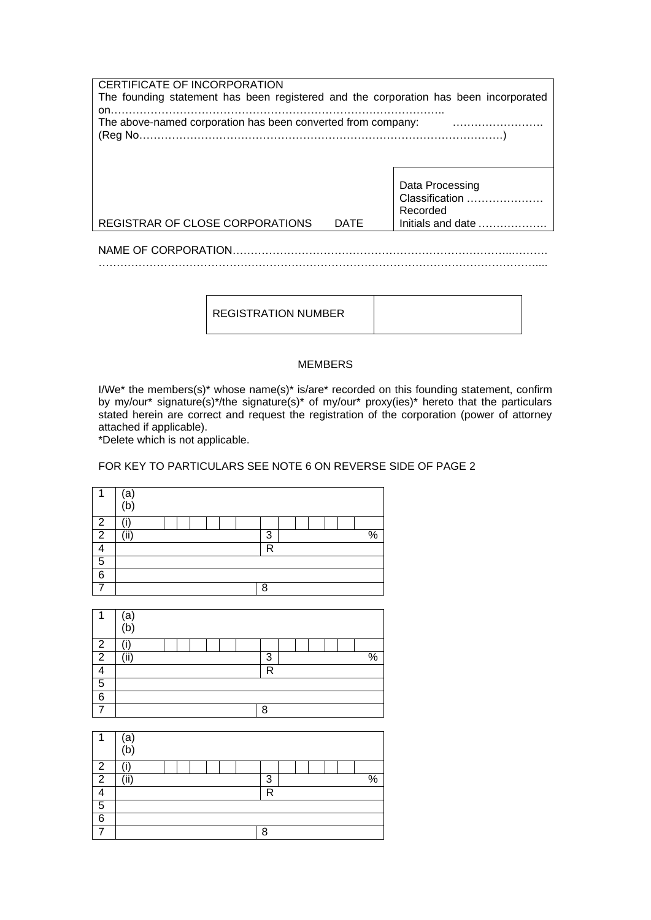| CERTIFICATE OF INCORPORATION<br>The founding statement has been registered and the corporation has been incorporated on……………………………………………………………………………….<br>The above-named corporation has been converted from company: …………………….<br>(Reg No……………………………………………………………………………………) | |
|---|---|
| REGISTRAR OF CLOSE CORPORATIONS DATE | Data Processing<br>Classification …………………<br>Recorded<br>Initials and date ………………. |

NAME OF CORPORATION………………………………………………………………………...……….
………………………………………………………………………………………………………….....

| REGISTRATION NUMBER | |
|---|---|

MEMBERS

I/We* the members(s)* whose name(s)* is/are* recorded on this founding statement, confirm by my/our* signature(s)*/the signature(s)* of my/our* proxy(ies)* hereto that the particulars stated herein are correct and request the registration of the corporation (power of attorney attached if applicable).
*Delete which is not applicable.

FOR KEY TO PARTICULARS SEE NOTE 6 ON REVERSE SIDE OF PAGE 2

| 1 | (a)<br>(b) | | |
|---|---|---|---|
| 2 | (i) | | |
| 2 | (ii) | 3 | % |
| 4 | | R | |
| 5 | | | |
| 6 | | | |
| 7 | | 8 | |

| 1 | (a)<br>(b) | | |
|---|---|---|---|
| 2 | (i) | | |
| 2 | (ii) | 3 | % |
| 4 | | R | |
| 5 | | | |
| 6 | | | |
| 7 | | 8 | |

| 1 | (a)<br>(b) | | |
|---|---|---|---|
| 2 | (i) | | |
| 2 | (ii) | 3 | % |
| 4 | | R | |
| 5 | | | |
| 6 | | | |
| 7 | | 8 | |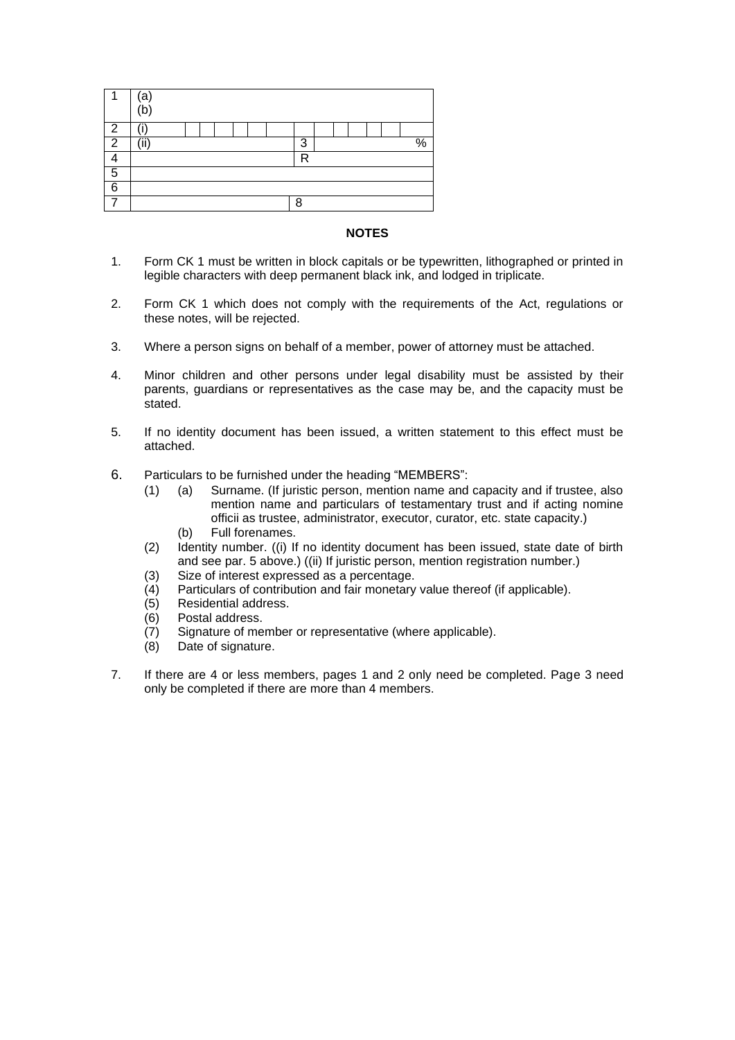| 1 | (a)<br>(b) | | |
|---|---|---|---|
| 2 | (i) | | |
| 2 | (ii) | 3 | % |
| 4 | | R | |
| 5 | | | |
| 6 | | | |
| 7 | | 8 | |

**NOTES**

1. Form CK 1 must be written in block capitals or be typewritten, lithographed or printed in legible characters with deep permanent black ink, and lodged in triplicate.

2. Form CK 1 which does not comply with the requirements of the Act, regulations or these notes, will be rejected.

3. Where a person signs on behalf of a member, power of attorney must be attached.

4. Minor children and other persons under legal disability must be assisted by their parents, guardians or representatives as the case may be, and the capacity must be stated.

5. If no identity document has been issued, a written statement to this effect must be attached.

6. Particulars to be furnished under the heading "MEMBERS":
   - (1) (a) Surname. (If juristic person, mention name and capacity and if trustee, also mention name and particulars of testamentary trust and if acting nomine officii as trustee, administrator, executor, curator, etc. state capacity.)
     - (b) Full forenames.
   - (2) Identity number. ((i) If no identity document has been issued, state date of birth and see par. 5 above.) ((ii) If juristic person, mention registration number.)
   - (3) Size of interest expressed as a percentage.
   - (4) Particulars of contribution and fair monetary value thereof (if applicable).
   - (5) Residential address.
   - (6) Postal address.
   - (7) Signature of member or representative (where applicable).
   - (8) Date of signature.

7. If there are 4 or less members, pages 1 and 2 only need be completed. Page 3 need only be completed if there are more than 4 members.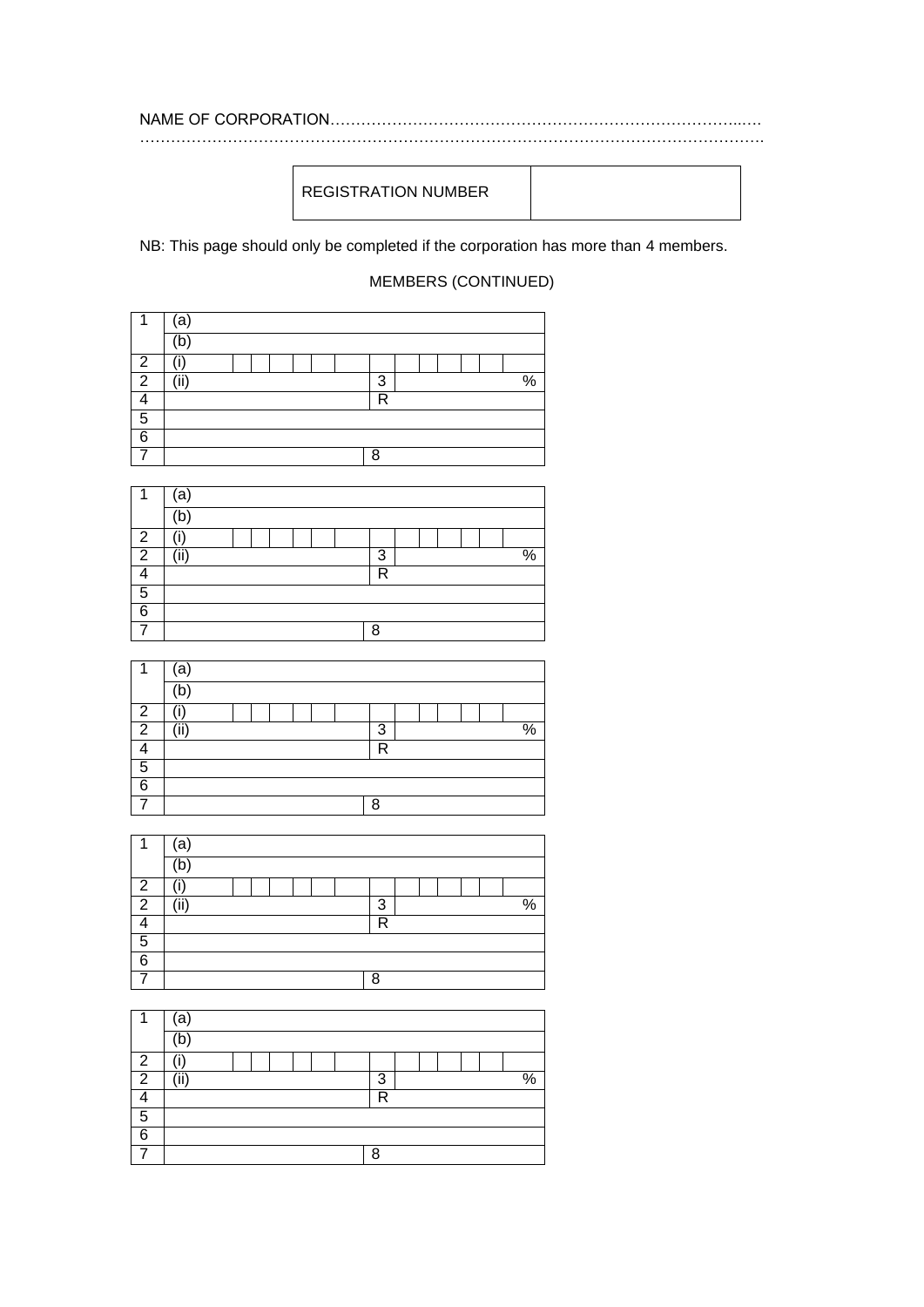NAME OF CORPORATION………………………………………………………………………..…
……………………………………………………………………………………………………….

| REGISTRATION NUMBER | |
|---|---|

NB: This page should only be completed if the corporation has more than 4 members.

MEMBERS (CONTINUED)

| 1 | (a) | | |
|---|---|---|---|
| | (b) | | |
| 2 | (i) | | |
| 2 | (ii) | 3 | % |
| 4 | | R | |
| 5 | | | |
| 6 | | | |
| 7 | | 8 | |

| 1 | (a) | | |
|---|---|---|---|
| | (b) | | |
| 2 | (i) | | |
| 2 | (ii) | 3 | % |
| 4 | | R | |
| 5 | | | |
| 6 | | | |
| 7 | | 8 | |

| 1 | (a) | | |
|---|---|---|---|
| | (b) | | |
| 2 | (i) | | |
| 2 | (ii) | 3 | % |
| 4 | | R | |
| 5 | | | |
| 6 | | | |
| 7 | | 8 | |

| 1 | (a) | | |
|---|---|---|---|
| | (b) | | |
| 2 | (i) | | |
| 2 | (ii) | 3 | % |
| 4 | | R | |
| 5 | | | |
| 6 | | | |
| 7 | | 8 | |

| 1 | (a) | | |
|---|---|---|---|
| | (b) | | |
| 2 | (i) | | |
| 2 | (ii) | 3 | % |
| 4 | | R | |
| 5 | | | |
| 6 | | | |
| 7 | | 8 | |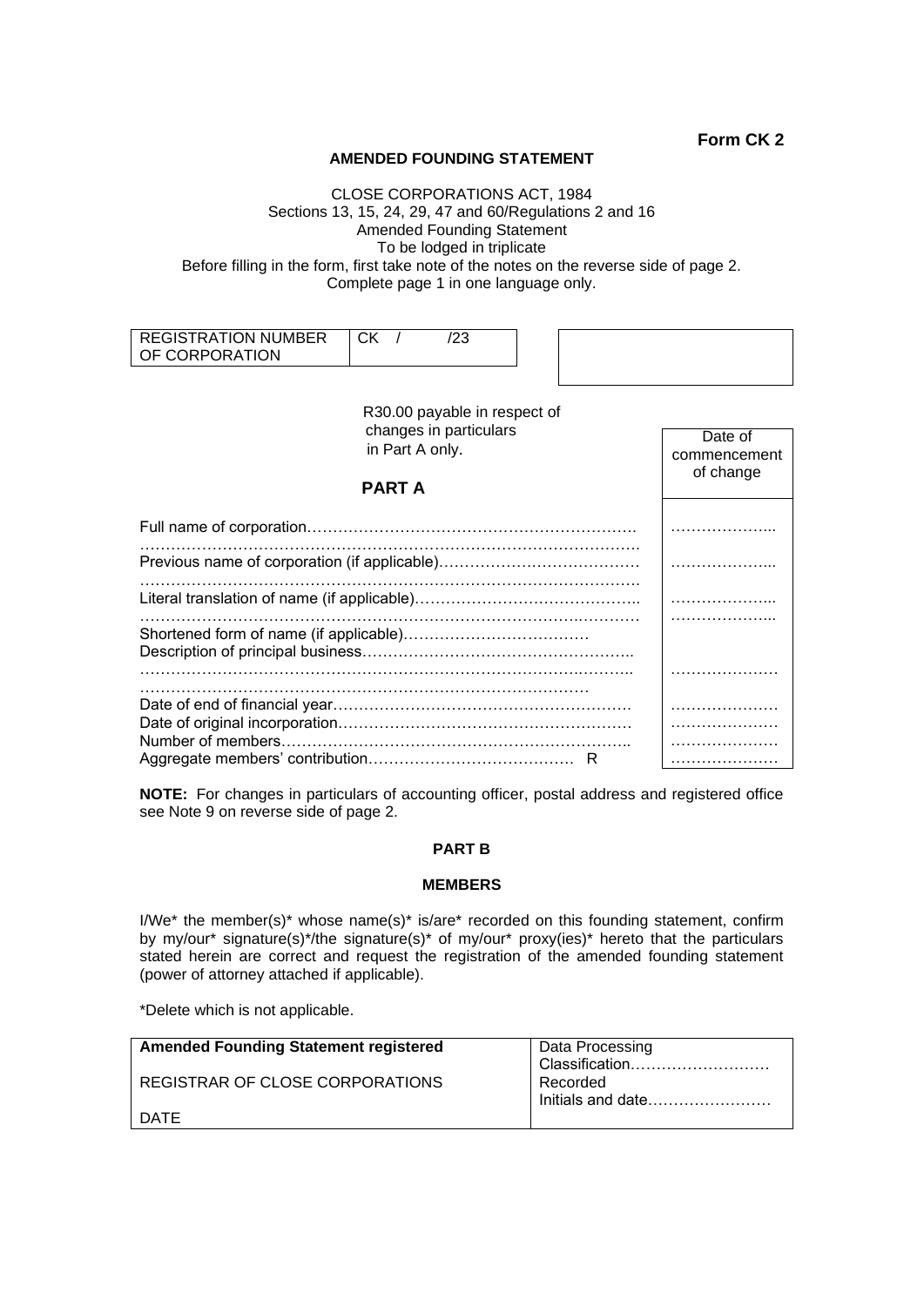**Form CK 2**

**AMENDED FOUNDING STATEMENT**

CLOSE CORPORATIONS ACT, 1984
Sections 13, 15, 24, 29, 47 and 60/Regulations 2 and 16
Amended Founding Statement
To be lodged in triplicate
Before filling in the form, first take note of the notes on the reverse side of page 2.
Complete page 1 in one language only.

| REGISTRATION NUMBER OF CORPORATION | CK / /23 |
|---|---|

R30.00 payable in respect of changes in particulars in Part A only.

## PART A

| | Date of commencement of change |
|---|---|
| Full name of corporation……………………………………………………… ……………………………………………………………………………… | ……………….. |
| Previous name of corporation (if applicable)………………………………… ……………………………………………………………………………… | ……………….. |
| Literal translation of name (if applicable)…………………………………….. ……………………………………………………………………………… | ……………….. |
| | ……………….. |
| Shortened form of name (if applicable)……………………………… | |
| Description of principal business…………………………………………….. ……………………………………………………………………………… ……………………………………………………………………… | ………………… |
| Date of end of financial year………………………………………………… | ………………… |
| Date of original incorporation………………………………………………… | ………………… |
| Number of members………………………………………………………….. | ………………… |
| Aggregate members' contribution………………………………… R | ………………… |

**NOTE:** For changes in particulars of accounting officer, postal address and registered office see Note 9 on reverse side of page 2.

### PART B

### MEMBERS

I/We* the member(s)* whose name(s)* is/are* recorded on this founding statement, confirm by my/our* signature(s)*/the signature(s)* of my/our* proxy(ies)* hereto that the particulars stated herein are correct and request the registration of the amended founding statement (power of attorney attached if applicable).

*Delete which is not applicable.

| **Amended Founding Statement registered** REGISTRAR OF CLOSE CORPORATIONS DATE | Data Processing Classification……………………… Recorded Initials and date…………………… |
|---|---|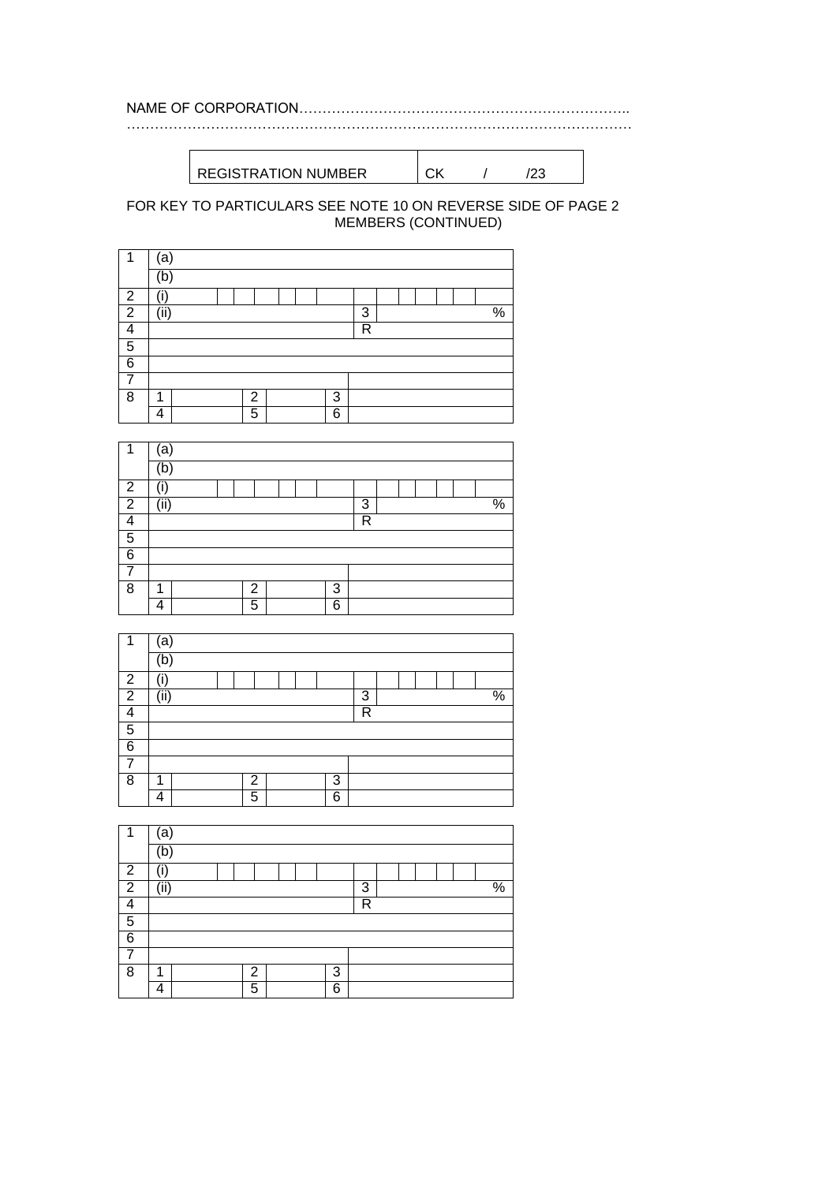NAME OF CORPORATION……………………………………………………………..
…………………………………………………………………………………………

| REGISTRATION NUMBER | CK / /23 |
|---|---|

FOR KEY TO PARTICULARS SEE NOTE 10 ON REVERSE SIDE OF PAGE 2

MEMBERS (CONTINUED)

| 1 | (a) | | | | | |
|---|---|---|---|---|---|---|
| | (b) | | | | | |
| 2 | (i) | | | | | |
| 2 | (ii) | | | | 3 | % |
| 4 | | | | | R | |
| 5 | | | | | | |
| 6 | | | | | | |
| 7 | | | | | | |
| 8 | 1 | | 2 | | 3 | |
| | 4 | | 5 | | 6 | |

| 1 | (a) | | | | | |
|---|---|---|---|---|---|---|
| | (b) | | | | | |
| 2 | (i) | | | | | |
| 2 | (ii) | | | | 3 | % |
| 4 | | | | | R | |
| 5 | | | | | | |
| 6 | | | | | | |
| 7 | | | | | | |
| 8 | 1 | | 2 | | 3 | |
| | 4 | | 5 | | 6 | |

| 1 | (a) | | | | | |
|---|---|---|---|---|---|---|
| | (b) | | | | | |
| 2 | (i) | | | | | |
| 2 | (ii) | | | | 3 | % |
| 4 | | | | | R | |
| 5 | | | | | | |
| 6 | | | | | | |
| 7 | | | | | | |
| 8 | 1 | | 2 | | 3 | |
| | 4 | | 5 | | 6 | |

| 1 | (a) | | | | | |
|---|---|---|---|---|---|---|
| | (b) | | | | | |
| 2 | (i) | | | | | |
| 2 | (ii) | | | | 3 | % |
| 4 | | | | | R | |
| 5 | | | | | | |
| 6 | | | | | | |
| 7 | | | | | | |
| 8 | 1 | | 2 | | 3 | |
| | 4 | | 5 | | 6 | |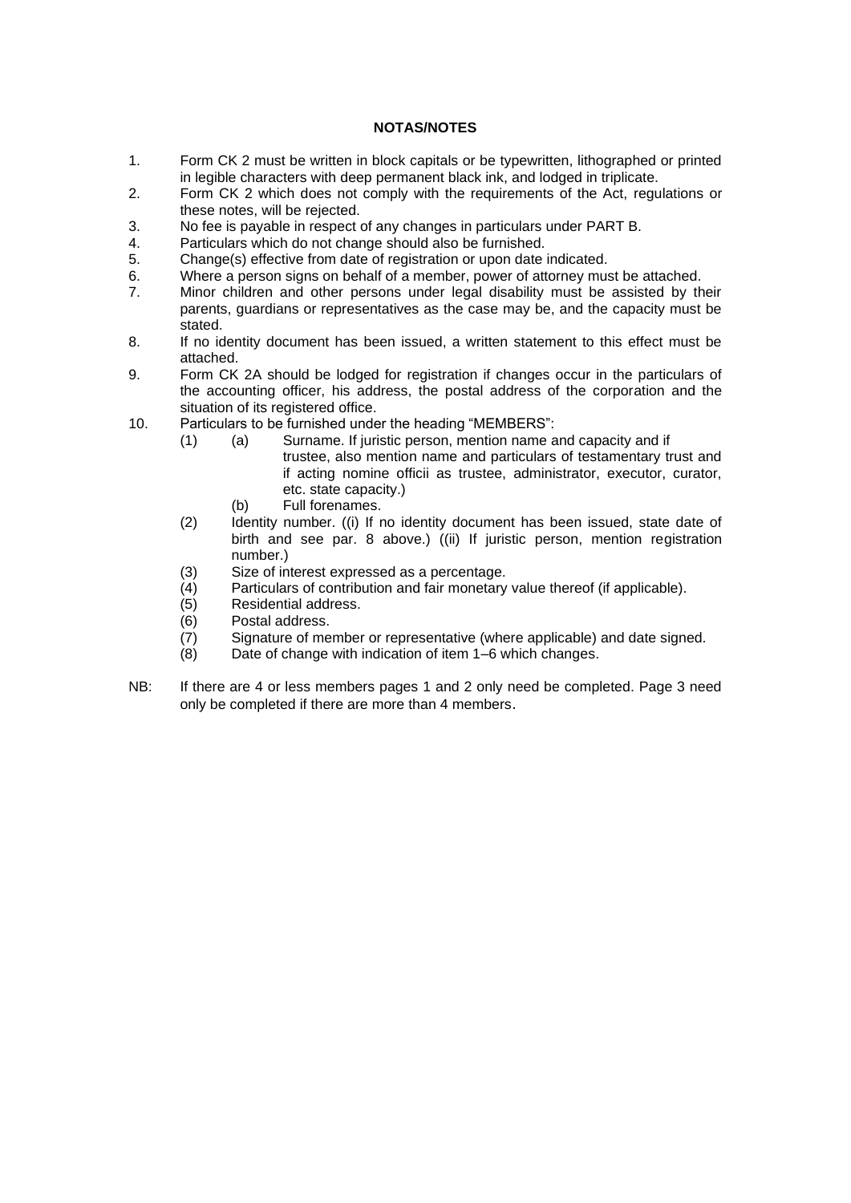**NOTAS/NOTES**

1. Form CK 2 must be written in block capitals or be typewritten, lithographed or printed in legible characters with deep permanent black ink, and lodged in triplicate.
2. Form CK 2 which does not comply with the requirements of the Act, regulations or these notes, will be rejected.
3. No fee is payable in respect of any changes in particulars under PART B.
4. Particulars which do not change should also be furnished.
5. Change(s) effective from date of registration or upon date indicated.
6. Where a person signs on behalf of a member, power of attorney must be attached.
7. Minor children and other persons under legal disability must be assisted by their parents, guardians or representatives as the case may be, and the capacity must be stated.
8. If no identity document has been issued, a written statement to this effect must be attached.
9. Form CK 2A should be lodged for registration if changes occur in the particulars of the accounting officer, his address, the postal address of the corporation and the situation of its registered office.
10. Particulars to be furnished under the heading "MEMBERS":
    - (1) (a) Surname. If juristic person, mention name and capacity and if trustee, also mention name and particulars of testamentary trust and if acting nomine officii as trustee, administrator, executor, curator, etc. state capacity.)
      - (b) Full forenames.
    - (2) Identity number. ((i) If no identity document has been issued, state date of birth and see par. 8 above.) ((ii) If juristic person, mention registration number.)
    - (3) Size of interest expressed as a percentage.
    - (4) Particulars of contribution and fair monetary value thereof (if applicable).
    - (5) Residential address.
    - (6) Postal address.
    - (7) Signature of member or representative (where applicable) and date signed.
    - (8) Date of change with indication of item 1–6 which changes.

NB: If there are 4 or less members pages 1 and 2 only need be completed. Page 3 need only be completed if there are more than 4 members.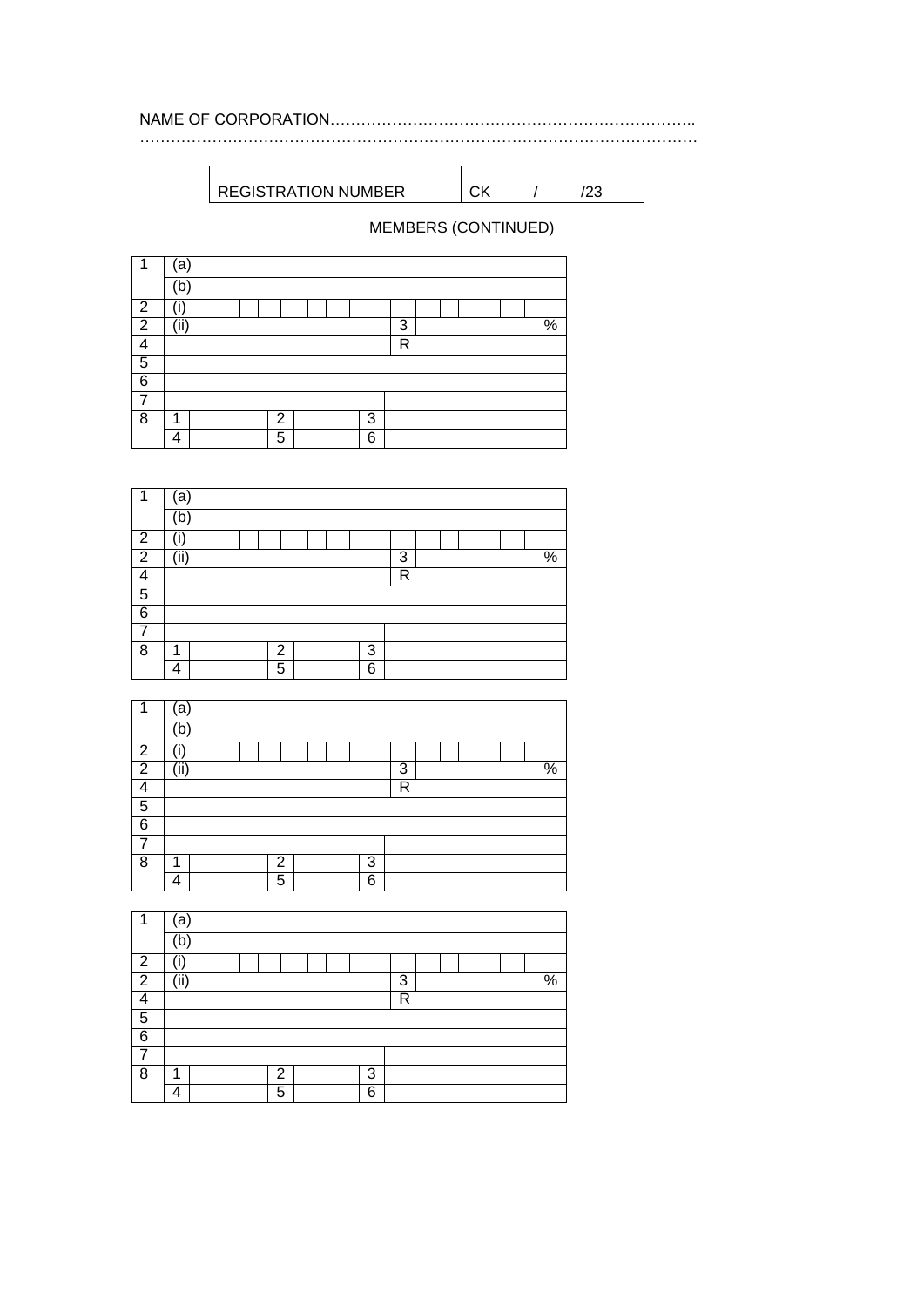NAME OF CORPORATION……………………………………………………………..
……………………………………………………………………………………………

| REGISTRATION NUMBER | CK / /23 |
|---|---|

MEMBERS (CONTINUED)

| 1 | (a) | | | | | |
|---|---|---|---|---|---|---|
| | (b) | | | | | |
| 2 | (i) | | | | | |
| 2 | (ii) | | | | 3 | % |
| 4 | | | | | R | |
| 5 | | | | | | |
| 6 | | | | | | |
| 7 | | | | | | |
| 8 | 1 | | 2 | | 3 | |
| | 4 | | 5 | | 6 | |

| 1 | (a) | | | | | |
|---|---|---|---|---|---|---|
| | (b) | | | | | |
| 2 | (i) | | | | | |
| 2 | (ii) | | | | 3 | % |
| 4 | | | | | R | |
| 5 | | | | | | |
| 6 | | | | | | |
| 7 | | | | | | |
| 8 | 1 | | 2 | | 3 | |
| | 4 | | 5 | | 6 | |

| 1 | (a) | | | | | |
|---|---|---|---|---|---|---|
| | (b) | | | | | |
| 2 | (i) | | | | | |
| 2 | (ii) | | | | 3 | % |
| 4 | | | | | R | |
| 5 | | | | | | |
| 6 | | | | | | |
| 7 | | | | | | |
| 8 | 1 | | 2 | | 3 | |
| | 4 | | 5 | | 6 | |

| 1 | (a) | | | | | |
|---|---|---|---|---|---|---|
| | (b) | | | | | |
| 2 | (i) | | | | | |
| 2 | (ii) | | | | 3 | % |
| 4 | | | | | R | |
| 5 | | | | | | |
| 6 | | | | | | |
| 7 | | | | | | |
| 8 | 1 | | 2 | | 3 | |
| | 4 | | 5 | | 6 | |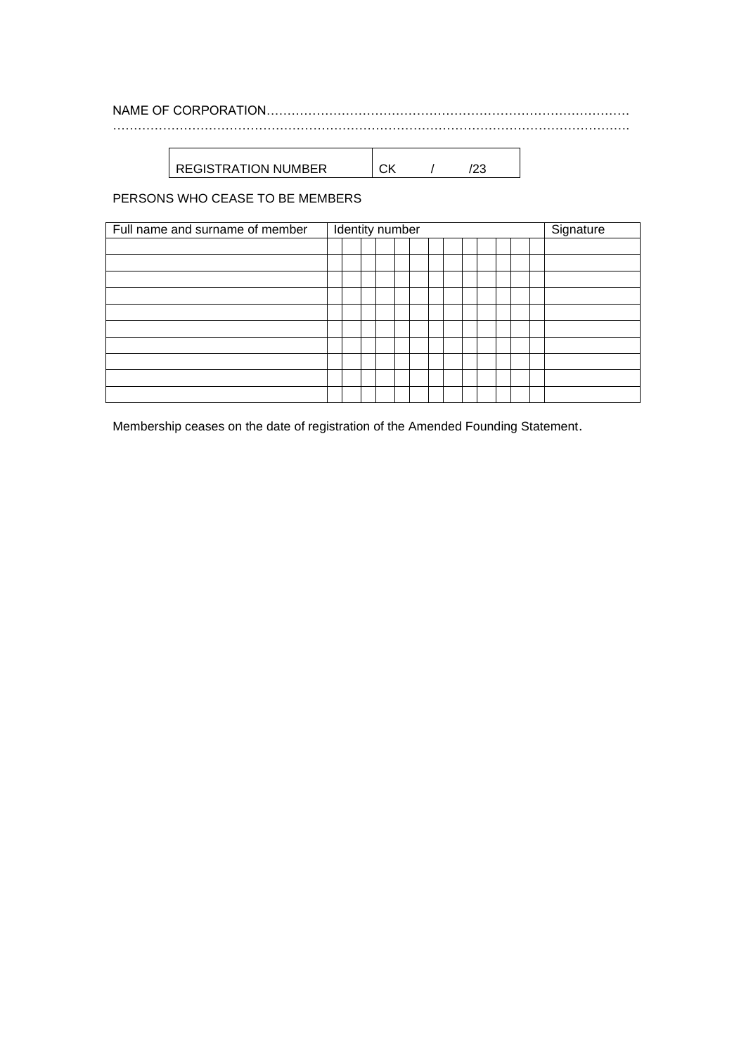NAME OF CORPORATION……………………………………………………………………………
……………………………………………………………………………………………………….

| REGISTRATION NUMBER | CK / /23 |
|---|---|

PERSONS WHO CEASE TO BE MEMBERS

| Full name and surname of member | Identity number | | | | | | | | | | | | | Signature |
|---|---|---|---|---|---|---|---|---|---|---|---|---|---|---|
| | | | | | | | | | | | | | | |
| | | | | | | | | | | | | | | |
| | | | | | | | | | | | | | | |
| | | | | | | | | | | | | | | |
| | | | | | | | | | | | | | | |
| | | | | | | | | | | | | | | |
| | | | | | | | | | | | | | | |
| | | | | | | | | | | | | | | |
| | | | | | | | | | | | | | | |
| | | | | | | | | | | | | | | |

Membership ceases on the date of registration of the Amended Founding Statement.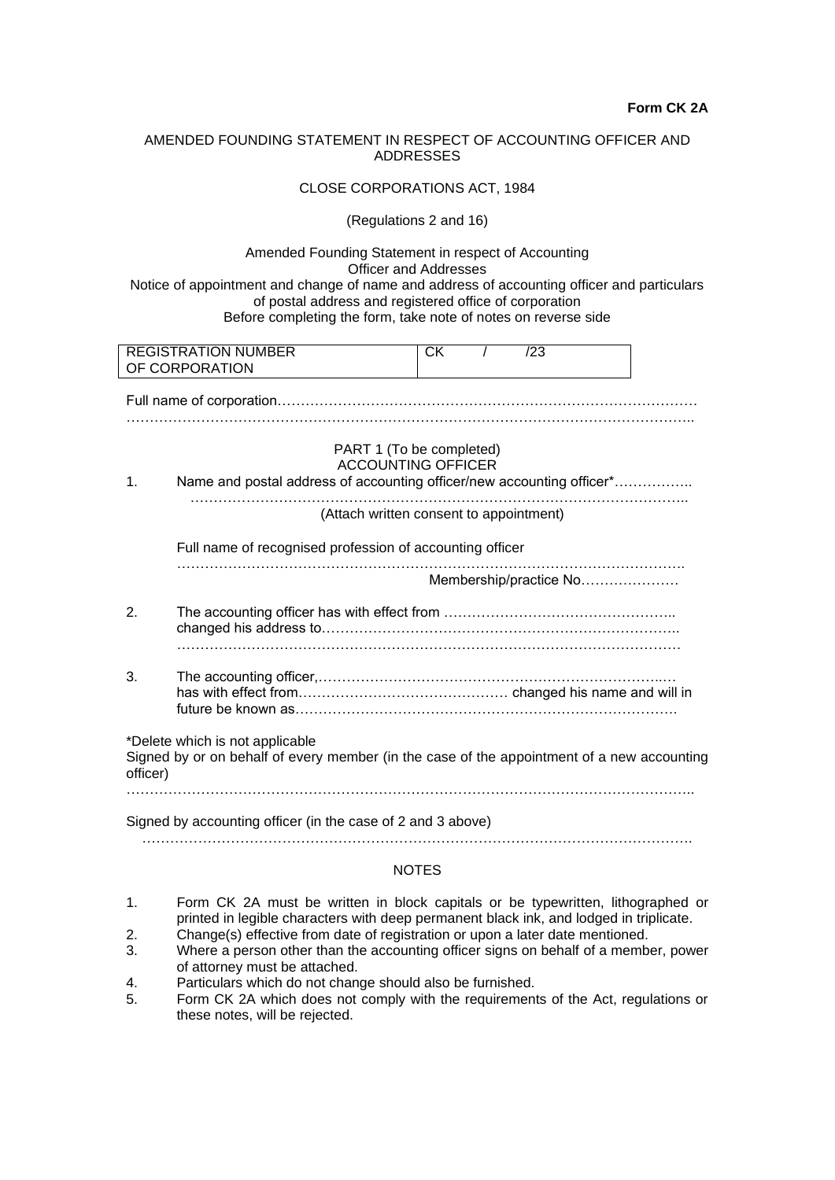**Form CK 2A**

AMENDED FOUNDING STATEMENT IN RESPECT OF ACCOUNTING OFFICER AND ADDRESSES

CLOSE CORPORATIONS ACT, 1984

(Regulations 2 and 16)

Amended Founding Statement in respect of Accounting Officer and Addresses
Notice of appointment and change of name and address of accounting officer and particulars of postal address and registered office of corporation
Before completing the form, take note of notes on reverse side

| REGISTRATION NUMBER OF CORPORATION | CK / /23 |
|---|---|

Full name of corporation……………………………………………………………………………
…………………………………………………………………………………………………………..

PART 1 (To be completed)
ACCOUNTING OFFICER

1. Name and postal address of accounting officer/new accounting officer*……………..
………………………………………………………………………………………………..
(Attach written consent to appointment)

   Full name of recognised profession of accounting officer
   ……………………………………………………………………………………………….
   Membership/practice No…………………

2. The accounting officer has with effect from …………………………………………..
   changed his address to…………………………………………………………………..
   ……………………………………………………………………………………………

3. The accounting officer,………………………………………………………………..…
   has with effect from……………………………………… changed his name and will in future be known as……………………………………………………………………….

*Delete which is not applicable
Signed by or on behalf of every member (in the case of the appointment of a new accounting officer)
…………………………………………………………………………………………………………..

Signed by accounting officer (in the case of 2 and 3 above)
……………………………………………………………………………………………………….

NOTES

1. Form CK 2A must be written in block capitals or be typewritten, lithographed or printed in legible characters with deep permanent black ink, and lodged in triplicate.
2. Change(s) effective from date of registration or upon a later date mentioned.
3. Where a person other than the accounting officer signs on behalf of a member, power of attorney must be attached.
4. Particulars which do not change should also be furnished.
5. Form CK 2A which does not comply with the requirements of the Act, regulations or these notes, will be rejected.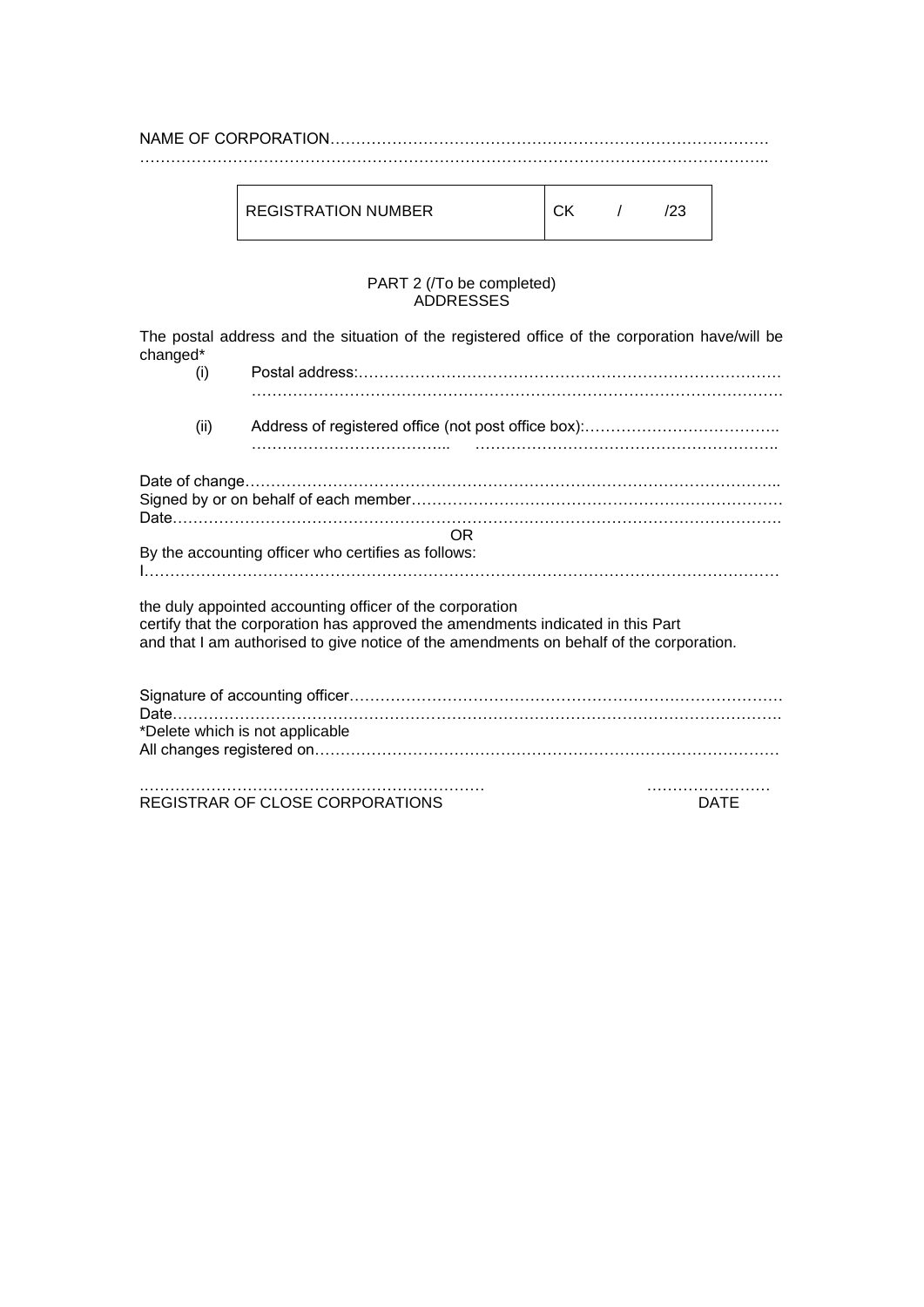NAME OF CORPORATION………………………………………………………………………….
………………………………………………………………………………………………………..

| REGISTRATION NUMBER | CK / /23 |
|---|---|

PART 2 (/To be completed)
ADDRESSES

The postal address and the situation of the registered office of the corporation have/will be changed*

(i) Postal address:………………………………………………………………………
………………………………………………………………………………………….

(ii) Address of registered office (not post office box):………………………………..
………………………………... …………………………………………………..

Date of change…………………………………………………………………………………..
Signed by or on behalf of each member……………………………………………………………
Date…………………………………………………………………………………………………

OR

By the accounting officer who certifies as follows:
I……………………………………………………………………………………………………

the duly appointed accounting officer of the corporation
certify that the corporation has approved the amendments indicated in this Part
and that I am authorised to give notice of the amendments on behalf of the corporation.

Signature of accounting officer…………………………………………………………………
Date………………………………………………………………………………………………….
*Delete which is not applicable
All changes registered on………………………………………………………………………

………………………………………………………… ……………………
REGISTRAR OF CLOSE CORPORATIONS DATE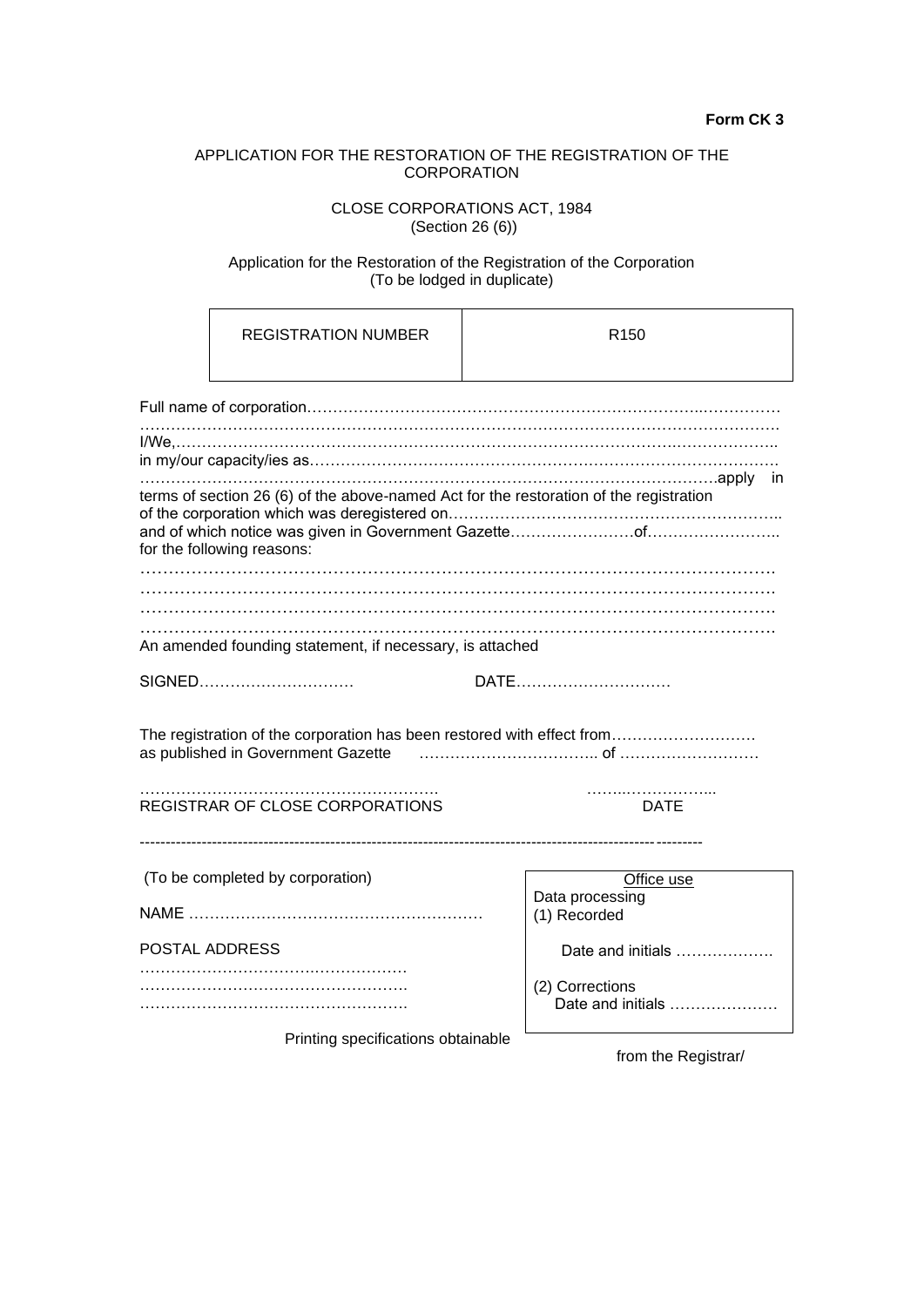**Form CK 3**

APPLICATION FOR THE RESTORATION OF THE REGISTRATION OF THE CORPORATION

CLOSE CORPORATIONS ACT, 1984
(Section 26 (6))

Application for the Restoration of the Registration of the Corporation
(To be lodged in duplicate)

| REGISTRATION NUMBER | R150 |
|---|---|

Full name of corporation……………………………………………………………………...……………
……………………………………………………………………………………………………………….
I/We,……………………………………………………………………………………….………………..
in my/our capacity/ies as………………………………………………………………………………………
……………………………………………………………………………………………….apply in terms of section 26 (6) of the above-named Act for the restoration of the registration of the corporation which was deregistered on……………………………………………………..
and of which notice was given in Government Gazette……………………of……………………..
for the following reasons:

……………………………………………………………………………………………………….
……………………………………………………………………………………………………….
……………………………………………………………………………………………………….
……………………………………………………………………………………………………….

An amended founding statement, if necessary, is attached

SIGNED…………………………  DATE…………………………

The registration of the corporation has been restored with effect from………………………
as published in Government Gazette …………………………….. of ………………………

…………………………………………………  ……..……………...
REGISTRAR OF CLOSE CORPORATIONS  DATE

---

(To be completed by corporation)

NAME …………………………………………………

POSTAL ADDRESS
……………………………………………
……………………………………………
……………………………………………

Office use
Data processing
(1) Recorded

Date and initials ……………….

(2) Corrections
Date and initials …………………

Printing specifications obtainable from the Registrar/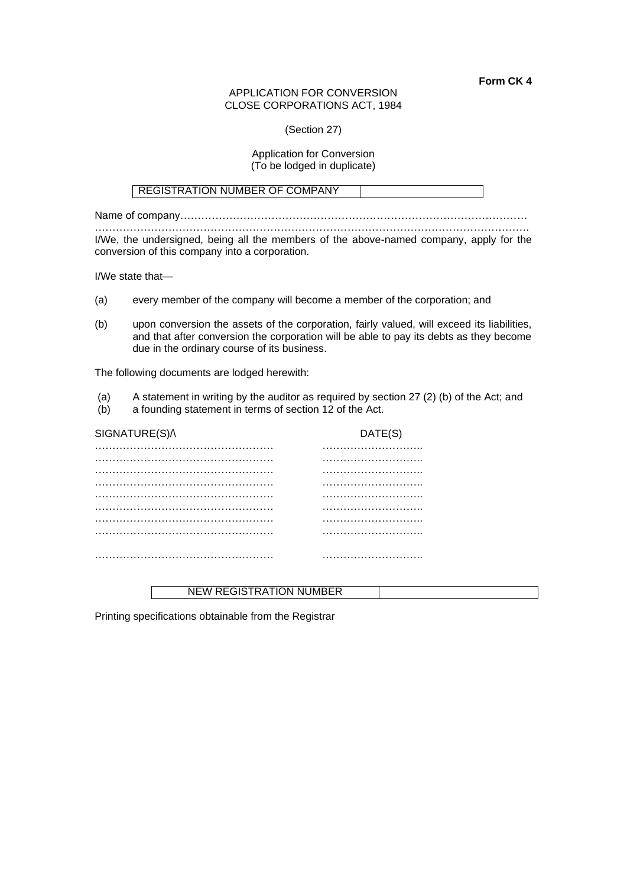**Form CK 4**

APPLICATION FOR CONVERSION
CLOSE CORPORATIONS ACT, 1984

(Section 27)

Application for Conversion
(To be lodged in duplicate)

| REGISTRATION NUMBER OF COMPANY | |
|---|---|

Name of company………………………………………………………………………………………
……………………………………………………………………………………………………………

I/We, the undersigned, being all the members of the above-named company, apply for the conversion of this company into a corporation.

I/We state that—

(a) every member of the company will become a member of the corporation; and

(b) upon conversion the assets of the corporation, fairly valued, will exceed its liabilities, and that after conversion the corporation will be able to pay its debts as they become due in the ordinary course of its business.

The following documents are lodged herewith:

(a) A statement in writing by the auditor as required by section 27 (2) (b) of the Act; and
(b) a founding statement in terms of section 12 of the Act.

| SIGNATURE(S)/\ | DATE(S) |
|---|---|
| …………………………………………… | ……………………….. |
| …………………………………………… | ……………………….. |
| …………………………………………… | ……………………….. |
| …………………………………………… | ……………………….. |
| …………………………………………… | ……………………….. |
| …………………………………………… | ……………………….. |
| …………………………………………… | ……………………….. |
| …………………………………………… | ……………………….. |
| …………………………………………… | ……………………….. |

| NEW REGISTRATION NUMBER | |
|---|---|

Printing specifications obtainable from the Registrar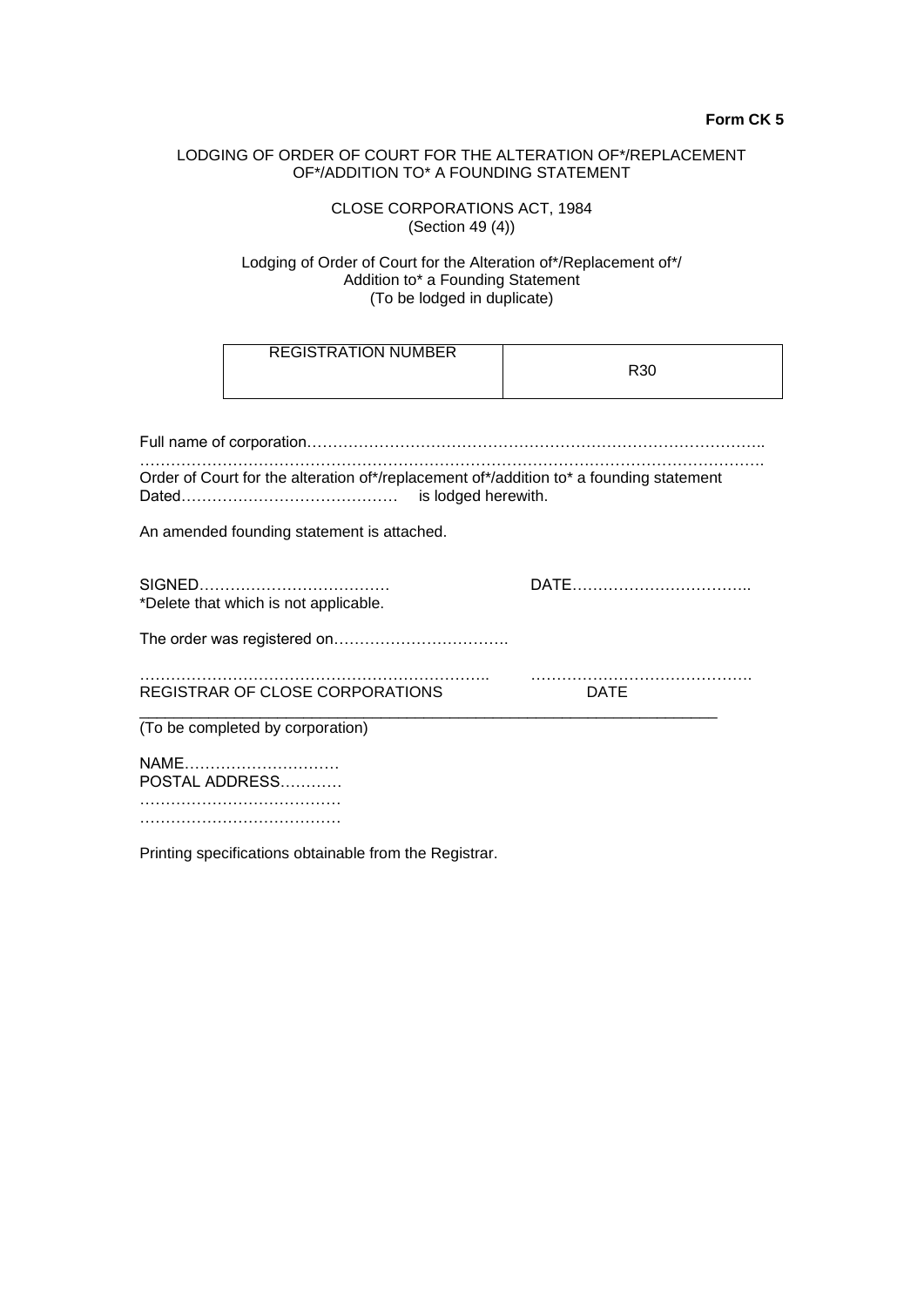**Form CK 5**

LODGING OF ORDER OF COURT FOR THE ALTERATION OF*/REPLACEMENT OF*/ADDITION TO* A FOUNDING STATEMENT

CLOSE CORPORATIONS ACT, 1984
(Section 49 (4))

Lodging of Order of Court for the Alteration of*/Replacement of*/
Addition to* a Founding Statement
(To be lodged in duplicate)

| REGISTRATION NUMBER | R30 |
|---|---|
| | |

Full name of corporation……………………………………………………………………………..
…………………………………………………………………………………………………………….
Order of Court for the alteration of*/replacement of*/addition to* a founding statement
Dated……………………………………    is lodged herewith.

An amended founding statement is attached.

SIGNED………………………………    DATE……………………………..
*Delete that which is not applicable.

The order was registered on…………………………….

…………………………………………………………..    …………………………………….
REGISTRAR OF CLOSE CORPORATIONS    DATE

---

(To be completed by corporation)

NAME…………………………
POSTAL ADDRESS…………
…………………………………
…………………………………

Printing specifications obtainable from the Registrar.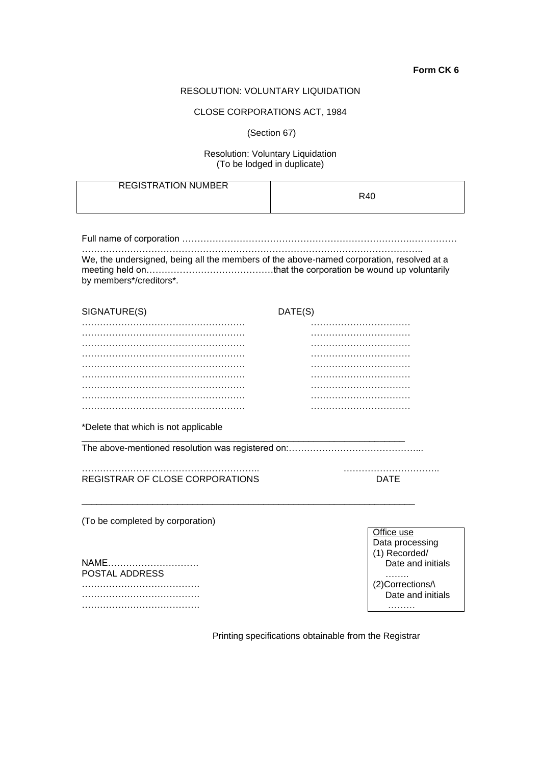**Form CK 6**

RESOLUTION: VOLUNTARY LIQUIDATION

CLOSE CORPORATIONS ACT, 1984

(Section 67)

Resolution: Voluntary Liquidation
(To be lodged in duplicate)

| REGISTRATION NUMBER | R40 |
|---|---|

Full name of corporation ……………………………………………………………………………
…………………………………………………………………………………………………..

We, the undersigned, being all the members of the above-named corporation, resolved at a meeting held on……………………………………that the corporation be wound up voluntarily by members*/creditors*.

| SIGNATURE(S) | DATE(S) |
|---|---|
| ……………………………………………… | …………………………… |
| ……………………………………………… | …………………………… |
| ……………………………………………… | …………………………… |
| ……………………………………………… | …………………………… |
| ……………………………………………… | …………………………… |
| ……………………………………………… | …………………………… |
| ……………………………………………… | …………………………… |
| ……………………………………………… | …………………………… |
| ……………………………………………… | …………………………… |

*Delete that which is not applicable

---

The above-mentioned resolution was registered on:……………………………………...

…………………………………………………..　　　　　…………………………..
REGISTRAR OF CLOSE CORPORATIONS　　　　　DATE

---

(To be completed by corporation)

NAME…………………………
POSTAL ADDRESS
…………………………………
…………………………………
…………………………………

| Office use |
|---|
| Data processing |
| (1) Recorded/ Date and initials …….. |
| (2)Corrections/\ Date and initials ……… |

Printing specifications obtainable from the Registrar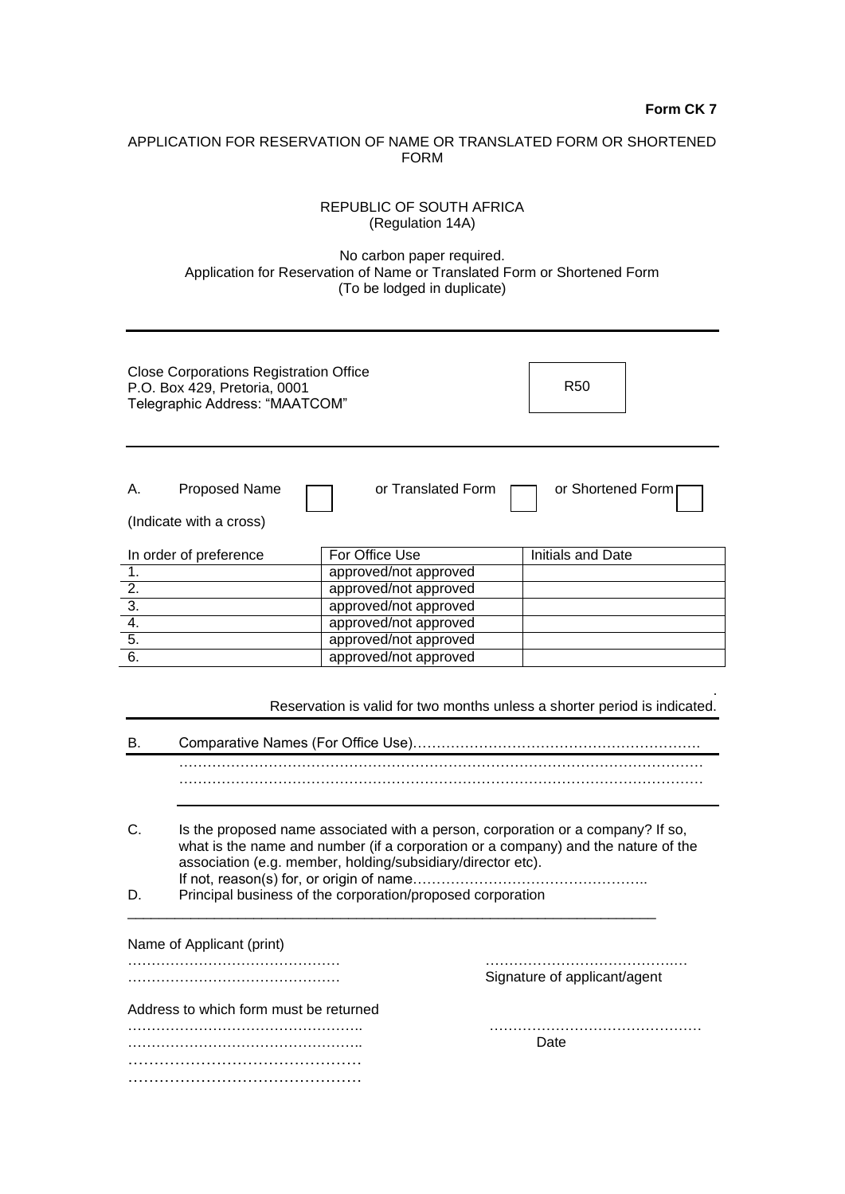**Form CK 7**

APPLICATION FOR RESERVATION OF NAME OR TRANSLATED FORM OR SHORTENED FORM

REPUBLIC OF SOUTH AFRICA
(Regulation 14A)

No carbon paper required.
Application for Reservation of Name or Translated Form or Shortened Form
(To be lodged in duplicate)

---

Close Corporations Registration Office
P.O. Box 429, Pretoria, 0001
Telegraphic Address: "MAATCOM"

R50

---

A. Proposed Name ☐ or Translated Form ☐ or Shortened Form ☐

(Indicate with a cross)

| In order of preference | For Office Use | Initials and Date |
|---|---|---|
| 1. | approved/not approved | |
| 2. | approved/not approved | |
| 3. | approved/not approved | |
| 4. | approved/not approved | |
| 5. | approved/not approved | |
| 6. | approved/not approved | |

Reservation is valid for two months unless a shorter period is indicated.

---

B. Comparative Names (For Office Use)…………………………………………………

…………………………………………………………………………………………………

…………………………………………………………………………………………………

---

C. Is the proposed name associated with a person, corporation or a company? If so, what is the name and number (if a corporation or a company) and the nature of the association (e.g. member, holding/subsidiary/director etc).
If not, reason(s) for, or origin of name…………………………………………..

D. Principal business of the corporation/proposed corporation

---

Name of Applicant (print)

………………………………………

………………………………………

……………………………………
Signature of applicant/agent

Address to which form must be returned

…………………………………………..

…………………………………………..

………………………………………

………………………………………

………………………………………
Date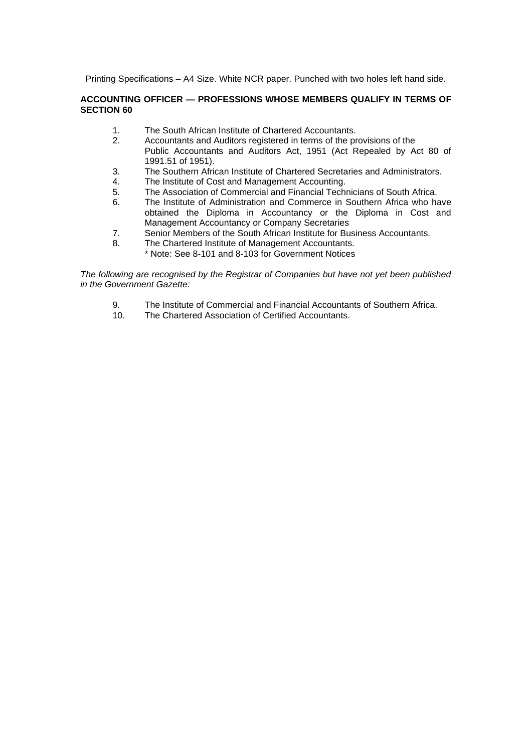Printing Specifications – A4 Size. White NCR paper. Punched with two holes left hand side.

**ACCOUNTING OFFICER — PROFESSIONS WHOSE MEMBERS QUALIFY IN TERMS OF SECTION 60**

1. The South African Institute of Chartered Accountants.
2. Accountants and Auditors registered in terms of the provisions of the Public Accountants and Auditors Act, 1951 (Act Repealed by Act 80 of 1991.51 of 1951).
3. The Southern African Institute of Chartered Secretaries and Administrators.
4. The Institute of Cost and Management Accounting.
5. The Association of Commercial and Financial Technicians of South Africa.
6. The Institute of Administration and Commerce in Southern Africa who have obtained the Diploma in Accountancy or the Diploma in Cost and Management Accountancy or Company Secretaries
7. Senior Members of the South African Institute for Business Accountants.
8. The Chartered Institute of Management Accountants.
   * Note: See 8-101 and 8-103 for Government Notices

*The following are recognised by the Registrar of Companies but have not yet been published in the Government Gazette:*

9. The Institute of Commercial and Financial Accountants of Southern Africa.
10. The Chartered Association of Certified Accountants.